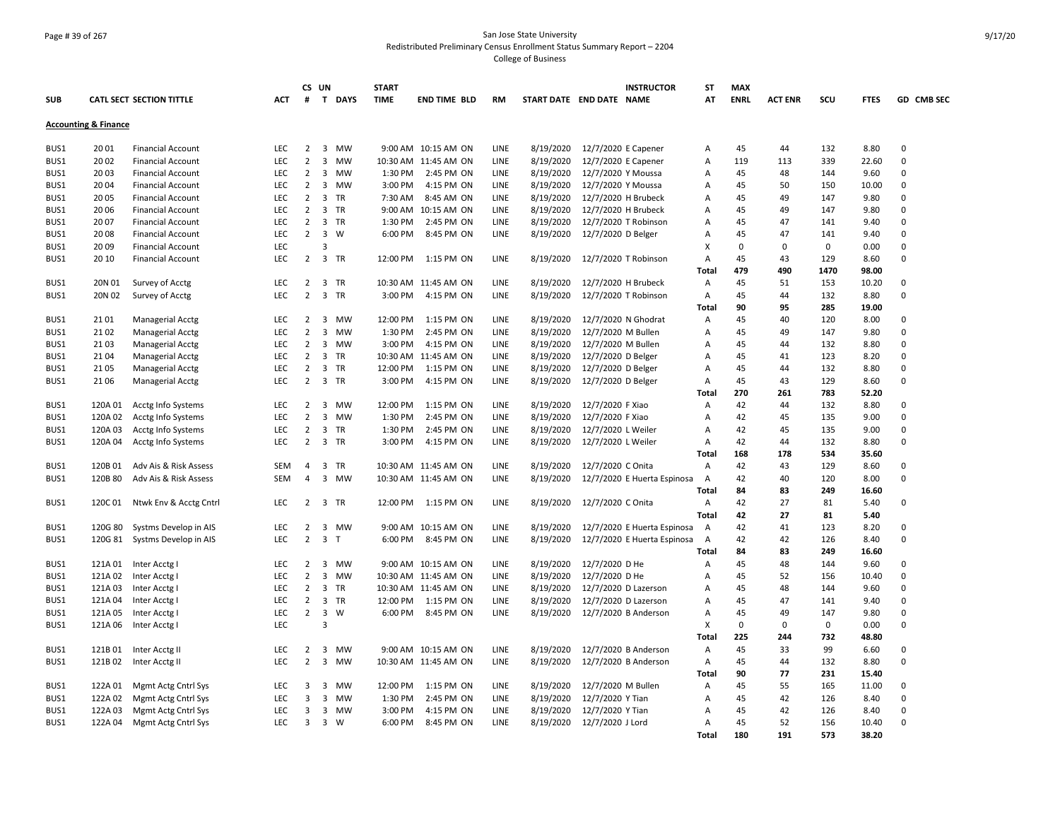San Jose State University
Redistributed Preliminary Census Enrollment Status Summary Report – 2204
College of Business

| SUB | CATL SECT | SECTION TITTLE | ACT | CS # | UN T | DAYS | START TIME | END TIME | BLD | RM | START DATE | END DATE | INSTRUCTOR NAME | ST AT | MAX ENRL | ACT ENR | SCU | FTES | GD | CMB SEC |
|---|---|---|---|---|---|---|---|---|---|---|---|---|---|---|---|---|---|---|---|---|
| **Accounting & Finance** | | | | | | | | | | | | | | | | | | | | |
| BUS1 | 20 01 | Financial Account | LEC | 2 | 3 | MW | 9:00 AM | 10:15 AM | ON | LINE | 8/19/2020 | 12/7/2020 | E Capener | A | 45 | 44 | 132 | 8.80 | 0 | |
| BUS1 | 20 02 | Financial Account | LEC | 2 | 3 | MW | 10:30 AM | 11:45 AM | ON | LINE | 8/19/2020 | 12/7/2020 | E Capener | A | 119 | 113 | 339 | 22.60 | 0 | |
| BUS1 | 20 03 | Financial Account | LEC | 2 | 3 | MW | 1:30 PM | 2:45 PM | ON | LINE | 8/19/2020 | 12/7/2020 | Y Moussa | A | 45 | 48 | 144 | 9.60 | 0 | |
| BUS1 | 20 04 | Financial Account | LEC | 2 | 3 | MW | 3:00 PM | 4:15 PM | ON | LINE | 8/19/2020 | 12/7/2020 | Y Moussa | A | 45 | 50 | 150 | 10.00 | 0 | |
| BUS1 | 20 05 | Financial Account | LEC | 2 | 3 | TR | 7:30 AM | 8:45 AM | ON | LINE | 8/19/2020 | 12/7/2020 | H Brubeck | A | 45 | 49 | 147 | 9.80 | 0 | |
| BUS1 | 20 06 | Financial Account | LEC | 2 | 3 | TR | 9:00 AM | 10:15 AM | ON | LINE | 8/19/2020 | 12/7/2020 | H Brubeck | A | 45 | 49 | 147 | 9.80 | 0 | |
| BUS1 | 20 07 | Financial Account | LEC | 2 | 3 | TR | 1:30 PM | 2:45 PM | ON | LINE | 8/19/2020 | 12/7/2020 | T Robinson | A | 45 | 47 | 141 | 9.40 | 0 | |
| BUS1 | 20 08 | Financial Account | LEC | 2 | 3 | W | 6:00 PM | 8:45 PM | ON | LINE | 8/19/2020 | 12/7/2020 | D Belger | A | 45 | 47 | 141 | 9.40 | 0 | |
| BUS1 | 20 09 | Financial Account | LEC | | 3 | | | | | | | | | X | 0 | 0 | 0 | 0.00 | 0 | |
| BUS1 | 20 10 | Financial Account | LEC | 2 | 3 | TR | 12:00 PM | 1:15 PM | ON | LINE | 8/19/2020 | 12/7/2020 | T Robinson | A | 45 | 43 | 129 | 8.60 | 0 | |
| | | | | | | | | | | | | | | **Total** | **479** | **490** | **1470** | **98.00** | | |
| BUS1 | 20N 01 | Survey of Acctg | LEC | 2 | 3 | TR | 10:30 AM | 11:45 AM | ON | LINE | 8/19/2020 | 12/7/2020 | H Brubeck | A | 45 | 51 | 153 | 10.20 | 0 | |
| BUS1 | 20N 02 | Survey of Acctg | LEC | 2 | 3 | TR | 3:00 PM | 4:15 PM | ON | LINE | 8/19/2020 | 12/7/2020 | T Robinson | A | 45 | 44 | 132 | 8.80 | 0 | |
| | | | | | | | | | | | | | | **Total** | **90** | **95** | **285** | **19.00** | | |
| BUS1 | 21 01 | Managerial Acctg | LEC | 2 | 3 | MW | 12:00 PM | 1:15 PM | ON | LINE | 8/19/2020 | 12/7/2020 | N Ghodrat | A | 45 | 40 | 120 | 8.00 | 0 | |
| BUS1 | 21 02 | Managerial Acctg | LEC | 2 | 3 | MW | 1:30 PM | 2:45 PM | ON | LINE | 8/19/2020 | 12/7/2020 | M Bullen | A | 45 | 49 | 147 | 9.80 | 0 | |
| BUS1 | 21 03 | Managerial Acctg | LEC | 2 | 3 | MW | 3:00 PM | 4:15 PM | ON | LINE | 8/19/2020 | 12/7/2020 | M Bullen | A | 45 | 44 | 132 | 8.80 | 0 | |
| BUS1 | 21 04 | Managerial Acctg | LEC | 2 | 3 | TR | 10:30 AM | 11:45 AM | ON | LINE | 8/19/2020 | 12/7/2020 | D Belger | A | 45 | 41 | 123 | 8.20 | 0 | |
| BUS1 | 21 05 | Managerial Acctg | LEC | 2 | 3 | TR | 12:00 PM | 1:15 PM | ON | LINE | 8/19/2020 | 12/7/2020 | D Belger | A | 45 | 44 | 132 | 8.80 | 0 | |
| BUS1 | 21 06 | Managerial Acctg | LEC | 2 | 3 | TR | 3:00 PM | 4:15 PM | ON | LINE | 8/19/2020 | 12/7/2020 | D Belger | A | 45 | 43 | 129 | 8.60 | 0 | |
| | | | | | | | | | | | | | | **Total** | **270** | **261** | **783** | **52.20** | | |
| BUS1 | 120A 01 | Acctg Info Systems | LEC | 2 | 3 | MW | 12:00 PM | 1:15 PM | ON | LINE | 8/19/2020 | 12/7/2020 | F Xiao | A | 42 | 44 | 132 | 8.80 | 0 | |
| BUS1 | 120A 02 | Acctg Info Systems | LEC | 2 | 3 | MW | 1:30 PM | 2:45 PM | ON | LINE | 8/19/2020 | 12/7/2020 | F Xiao | A | 42 | 45 | 135 | 9.00 | 0 | |
| BUS1 | 120A 03 | Acctg Info Systems | LEC | 2 | 3 | TR | 1:30 PM | 2:45 PM | ON | LINE | 8/19/2020 | 12/7/2020 | L Weiler | A | 42 | 45 | 135 | 9.00 | 0 | |
| BUS1 | 120A 04 | Acctg Info Systems | LEC | 2 | 3 | TR | 3:00 PM | 4:15 PM | ON | LINE | 8/19/2020 | 12/7/2020 | L Weiler | A | 42 | 44 | 132 | 8.80 | 0 | |
| | | | | | | | | | | | | | | **Total** | **168** | **178** | **534** | **35.60** | | |
| BUS1 | 120B 01 | Adv Ais & Risk Assess | SEM | 4 | 3 | TR | 10:30 AM | 11:45 AM | ON | LINE | 8/19/2020 | 12/7/2020 | C Onita | A | 42 | 43 | 129 | 8.60 | 0 | |
| BUS1 | 120B 80 | Adv Ais & Risk Assess | SEM | 4 | 3 | MW | 10:30 AM | 11:45 AM | ON | LINE | 8/19/2020 | 12/7/2020 | E Huerta Espinosa | A | 42 | 40 | 120 | 8.00 | 0 | |
| | | | | | | | | | | | | | | **Total** | **84** | **83** | **249** | **16.60** | | |
| BUS1 | 120C 01 | Ntwk Env & Acctg Cntrl | LEC | 2 | 3 | TR | 12:00 PM | 1:15 PM | ON | LINE | 8/19/2020 | 12/7/2020 | C Onita | A | 42 | 27 | 81 | 5.40 | 0 | |
| | | | | | | | | | | | | | | **Total** | **42** | **27** | **81** | **5.40** | | |
| BUS1 | 120G 80 | Systms Develop in AIS | LEC | 2 | 3 | MW | 9:00 AM | 10:15 AM | ON | LINE | 8/19/2020 | 12/7/2020 | E Huerta Espinosa | A | 42 | 41 | 123 | 8.20 | 0 | |
| BUS1 | 120G 81 | Systms Develop in AIS | LEC | 2 | 3 | T | 6:00 PM | 8:45 PM | ON | LINE | 8/19/2020 | 12/7/2020 | E Huerta Espinosa | A | 42 | 42 | 126 | 8.40 | 0 | |
| | | | | | | | | | | | | | | **Total** | **84** | **83** | **249** | **16.60** | | |
| BUS1 | 121A 01 | Inter Acctg I | LEC | 2 | 3 | MW | 9:00 AM | 10:15 AM | ON | LINE | 8/19/2020 | 12/7/2020 | D He | A | 45 | 48 | 144 | 9.60 | 0 | |
| BUS1 | 121A 02 | Inter Acctg I | LEC | 2 | 3 | MW | 10:30 AM | 11:45 AM | ON | LINE | 8/19/2020 | 12/7/2020 | D He | A | 45 | 52 | 156 | 10.40 | 0 | |
| BUS1 | 121A 03 | Inter Acctg I | LEC | 2 | 3 | TR | 10:30 AM | 11:45 AM | ON | LINE | 8/19/2020 | 12/7/2020 | D Lazerson | A | 45 | 48 | 144 | 9.60 | 0 | |
| BUS1 | 121A 04 | Inter Acctg I | LEC | 2 | 3 | TR | 12:00 PM | 1:15 PM | ON | LINE | 8/19/2020 | 12/7/2020 | D Lazerson | A | 45 | 47 | 141 | 9.40 | 0 | |
| BUS1 | 121A 05 | Inter Acctg I | LEC | 2 | 3 | W | 6:00 PM | 8:45 PM | ON | LINE | 8/19/2020 | 12/7/2020 | B Anderson | A | 45 | 49 | 147 | 9.80 | 0 | |
| BUS1 | 121A 06 | Inter Acctg I | LEC | | 3 | | | | | | | | | X | 0 | 0 | 0 | 0.00 | 0 | |
| | | | | | | | | | | | | | | **Total** | **225** | **244** | **732** | **48.80** | | |
| BUS1 | 121B 01 | Inter Acctg II | LEC | 2 | 3 | MW | 9:00 AM | 10:15 AM | ON | LINE | 8/19/2020 | 12/7/2020 | B Anderson | A | 45 | 33 | 99 | 6.60 | 0 | |
| BUS1 | 121B 02 | Inter Acctg II | LEC | 2 | 3 | MW | 10:30 AM | 11:45 AM | ON | LINE | 8/19/2020 | 12/7/2020 | B Anderson | A | 45 | 44 | 132 | 8.80 | 0 | |
| | | | | | | | | | | | | | | **Total** | **90** | **77** | **231** | **15.40** | | |
| BUS1 | 122A 01 | Mgmt Actg Cntrl Sys | LEC | 3 | 3 | MW | 12:00 PM | 1:15 PM | ON | LINE | 8/19/2020 | 12/7/2020 | M Bullen | A | 45 | 55 | 165 | 11.00 | 0 | |
| BUS1 | 122A 02 | Mgmt Actg Cntrl Sys | LEC | 3 | 3 | MW | 1:30 PM | 2:45 PM | ON | LINE | 8/19/2020 | 12/7/2020 | Y Tian | A | 45 | 42 | 126 | 8.40 | 0 | |
| BUS1 | 122A 03 | Mgmt Actg Cntrl Sys | LEC | 3 | 3 | MW | 3:00 PM | 4:15 PM | ON | LINE | 8/19/2020 | 12/7/2020 | Y Tian | A | 45 | 42 | 126 | 8.40 | 0 | |
| BUS1 | 122A 04 | Mgmt Actg Cntrl Sys | LEC | 3 | 3 | W | 6:00 PM | 8:45 PM | ON | LINE | 8/19/2020 | 12/7/2020 | J Lord | A | 45 | 52 | 156 | 10.40 | 0 | |
| | | | | | | | | | | | | | | **Total** | **180** | **191** | **573** | **38.20** | | |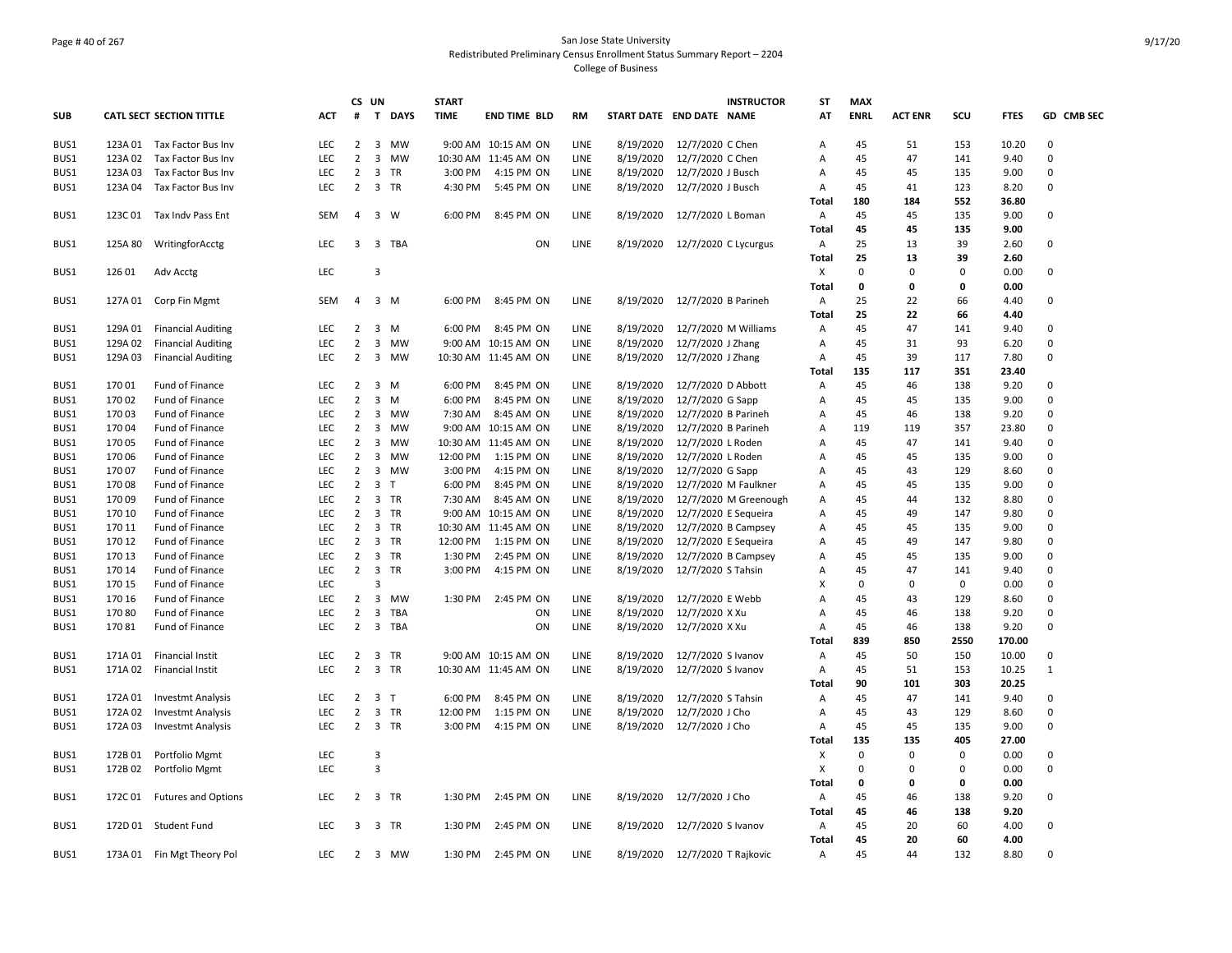San Jose State University
Redistributed Preliminary Census Enrollment Status Summary Report – 2204
College of Business

| SUB | CATL SECT | SECTION TITTLE | ACT | CS # | UN T | DAYS | START TIME | END TIME | BLD | RM | START DATE | END DATE | INSTRUCTOR NAME | ST AT | MAX ENRL | ACT ENR | SCU | FTES | GD | CMB SEC |
|---|---|---|---|---|---|---|---|---|---|---|---|---|---|---|---|---|---|---|---|---|
| BUS1 | 123A 01 | Tax Factor Bus Inv | LEC | 2 | 3 | MW | 9:00 AM | 10:15 AM | ON | LINE | 8/19/2020 | 12/7/2020 | C Chen | A | 45 | 51 | 153 | 10.20 | 0 | |
| BUS1 | 123A 02 | Tax Factor Bus Inv | LEC | 2 | 3 | MW | 10:30 AM | 11:45 AM | ON | LINE | 8/19/2020 | 12/7/2020 | C Chen | A | 45 | 47 | 141 | 9.40 | 0 | |
| BUS1 | 123A 03 | Tax Factor Bus Inv | LEC | 2 | 3 | TR | 3:00 PM | 4:15 PM | ON | LINE | 8/19/2020 | 12/7/2020 | J Busch | A | 45 | 45 | 135 | 9.00 | 0 | |
| BUS1 | 123A 04 | Tax Factor Bus Inv | LEC | 2 | 3 | TR | 4:30 PM | 5:45 PM | ON | LINE | 8/19/2020 | 12/7/2020 | J Busch | A | 45 | 41 | 123 | 8.20 | 0 | |
| | | | | | | | | | | | | | | Total | 180 | 184 | 552 | 36.80 | | |
| BUS1 | 123C 01 | Tax Indv Pass Ent | SEM | 4 | 3 | W | 6:00 PM | 8:45 PM | ON | LINE | 8/19/2020 | 12/7/2020 | L Boman | A | 45 | 45 | 135 | 9.00 | 0 | |
| | | | | | | | | | | | | | | Total | 45 | 45 | 135 | 9.00 | | |
| BUS1 | 125A 80 | WritingforAcctg | LEC | 3 | 3 | TBA | | | ON | LINE | 8/19/2020 | 12/7/2020 | C Lycurgus | A | 25 | 13 | 39 | 2.60 | 0 | |
| | | | | | | | | | | | | | | Total | 25 | 13 | 39 | 2.60 | | |
| BUS1 | 126 01 | Adv Acctg | LEC | | 3 | | | | | | | | | X | 0 | 0 | 0 | 0.00 | 0 | |
| | | | | | | | | | | | | | | Total | 0 | 0 | 0 | 0.00 | | |
| BUS1 | 127A 01 | Corp Fin Mgmt | SEM | 4 | 3 | M | 6:00 PM | 8:45 PM | ON | LINE | 8/19/2020 | 12/7/2020 | B Parineh | A | 25 | 22 | 66 | 4.40 | 0 | |
| | | | | | | | | | | | | | | Total | 25 | 22 | 66 | 4.40 | | |
| BUS1 | 129A 01 | Financial Auditing | LEC | 2 | 3 | M | 6:00 PM | 8:45 PM | ON | LINE | 8/19/2020 | 12/7/2020 | M Williams | A | 45 | 47 | 141 | 9.40 | 0 | |
| BUS1 | 129A 02 | Financial Auditing | LEC | 2 | 3 | MW | 9:00 AM | 10:15 AM | ON | LINE | 8/19/2020 | 12/7/2020 | J Zhang | A | 45 | 31 | 93 | 6.20 | 0 | |
| BUS1 | 129A 03 | Financial Auditing | LEC | 2 | 3 | MW | 10:30 AM | 11:45 AM | ON | LINE | 8/19/2020 | 12/7/2020 | J Zhang | A | 45 | 39 | 117 | 7.80 | 0 | |
| | | | | | | | | | | | | | | Total | 135 | 117 | 351 | 23.40 | | |
| BUS1 | 170 01 | Fund of Finance | LEC | 2 | 3 | M | 6:00 PM | 8:45 PM | ON | LINE | 8/19/2020 | 12/7/2020 | D Abbott | A | 45 | 46 | 138 | 9.20 | 0 | |
| BUS1 | 170 02 | Fund of Finance | LEC | 2 | 3 | M | 6:00 PM | 8:45 PM | ON | LINE | 8/19/2020 | 12/7/2020 | G Sapp | A | 45 | 45 | 135 | 9.00 | 0 | |
| BUS1 | 170 03 | Fund of Finance | LEC | 2 | 3 | MW | 7:30 AM | 8:45 AM | ON | LINE | 8/19/2020 | 12/7/2020 | B Parineh | A | 45 | 46 | 138 | 9.20 | 0 | |
| BUS1 | 170 04 | Fund of Finance | LEC | 2 | 3 | MW | 9:00 AM | 10:15 AM | ON | LINE | 8/19/2020 | 12/7/2020 | B Parineh | A | 119 | 119 | 357 | 23.80 | 0 | |
| BUS1 | 170 05 | Fund of Finance | LEC | 2 | 3 | MW | 10:30 AM | 11:45 AM | ON | LINE | 8/19/2020 | 12/7/2020 | L Roden | A | 45 | 47 | 141 | 9.40 | 0 | |
| BUS1 | 170 06 | Fund of Finance | LEC | 2 | 3 | MW | 12:00 PM | 1:15 PM | ON | LINE | 8/19/2020 | 12/7/2020 | L Roden | A | 45 | 45 | 135 | 9.00 | 0 | |
| BUS1 | 170 07 | Fund of Finance | LEC | 2 | 3 | MW | 3:00 PM | 4:15 PM | ON | LINE | 8/19/2020 | 12/7/2020 | G Sapp | A | 45 | 43 | 129 | 8.60 | 0 | |
| BUS1 | 170 08 | Fund of Finance | LEC | 2 | 3 | T | 6:00 PM | 8:45 PM | ON | LINE | 8/19/2020 | 12/7/2020 | M Faulkner | A | 45 | 45 | 135 | 9.00 | 0 | |
| BUS1 | 170 09 | Fund of Finance | LEC | 2 | 3 | TR | 7:30 AM | 8:45 AM | ON | LINE | 8/19/2020 | 12/7/2020 | M Greenough | A | 45 | 44 | 132 | 8.80 | 0 | |
| BUS1 | 170 10 | Fund of Finance | LEC | 2 | 3 | TR | 9:00 AM | 10:15 AM | ON | LINE | 8/19/2020 | 12/7/2020 | E Sequeira | A | 45 | 49 | 147 | 9.80 | 0 | |
| BUS1 | 170 11 | Fund of Finance | LEC | 2 | 3 | TR | 10:30 AM | 11:45 AM | ON | LINE | 8/19/2020 | 12/7/2020 | B Campsey | A | 45 | 45 | 135 | 9.00 | 0 | |
| BUS1 | 170 12 | Fund of Finance | LEC | 2 | 3 | TR | 12:00 PM | 1:15 PM | ON | LINE | 8/19/2020 | 12/7/2020 | E Sequeira | A | 45 | 49 | 147 | 9.80 | 0 | |
| BUS1 | 170 13 | Fund of Finance | LEC | 2 | 3 | TR | 1:30 PM | 2:45 PM | ON | LINE | 8/19/2020 | 12/7/2020 | B Campsey | A | 45 | 45 | 135 | 9.00 | 0 | |
| BUS1 | 170 14 | Fund of Finance | LEC | 2 | 3 | TR | 3:00 PM | 4:15 PM | ON | LINE | 8/19/2020 | 12/7/2020 | S Tahsin | A | 45 | 47 | 141 | 9.40 | 0 | |
| BUS1 | 170 15 | Fund of Finance | LEC | | 3 | | | | | | | | | X | 0 | 0 | 0 | 0.00 | 0 | |
| BUS1 | 170 16 | Fund of Finance | LEC | 2 | 3 | MW | 1:30 PM | 2:45 PM | ON | LINE | 8/19/2020 | 12/7/2020 | E Webb | A | 45 | 43 | 129 | 8.60 | 0 | |
| BUS1 | 170 80 | Fund of Finance | LEC | 2 | 3 | TBA | | | ON | LINE | 8/19/2020 | 12/7/2020 | X Xu | A | 45 | 46 | 138 | 9.20 | 0 | |
| BUS1 | 170 81 | Fund of Finance | LEC | 2 | 3 | TBA | | | ON | LINE | 8/19/2020 | 12/7/2020 | X Xu | A | 45 | 46 | 138 | 9.20 | 0 | |
| | | | | | | | | | | | | | | Total | 839 | 850 | 2550 | 170.00 | | |
| BUS1 | 171A 01 | Financial Instit | LEC | 2 | 3 | TR | 9:00 AM | 10:15 AM | ON | LINE | 8/19/2020 | 12/7/2020 | S Ivanov | A | 45 | 50 | 150 | 10.00 | 0 | |
| BUS1 | 171A 02 | Financial Instit | LEC | 2 | 3 | TR | 10:30 AM | 11:45 AM | ON | LINE | 8/19/2020 | 12/7/2020 | S Ivanov | A | 45 | 51 | 153 | 10.25 | 1 | |
| | | | | | | | | | | | | | | Total | 90 | 101 | 303 | 20.25 | | |
| BUS1 | 172A 01 | Investmt Analysis | LEC | 2 | 3 | T | 6:00 PM | 8:45 PM | ON | LINE | 8/19/2020 | 12/7/2020 | S Tahsin | A | 45 | 47 | 141 | 9.40 | 0 | |
| BUS1 | 172A 02 | Investmt Analysis | LEC | 2 | 3 | TR | 12:00 PM | 1:15 PM | ON | LINE | 8/19/2020 | 12/7/2020 | J Cho | A | 45 | 43 | 129 | 8.60 | 0 | |
| BUS1 | 172A 03 | Investmt Analysis | LEC | 2 | 3 | TR | 3:00 PM | 4:15 PM | ON | LINE | 8/19/2020 | 12/7/2020 | J Cho | A | 45 | 45 | 135 | 9.00 | 0 | |
| | | | | | | | | | | | | | | Total | 135 | 135 | 405 | 27.00 | | |
| BUS1 | 172B 01 | Portfolio Mgmt | LEC | | 3 | | | | | | | | | X | 0 | 0 | 0 | 0.00 | 0 | |
| BUS1 | 172B 02 | Portfolio Mgmt | LEC | | 3 | | | | | | | | | X | 0 | 0 | 0 | 0.00 | 0 | |
| | | | | | | | | | | | | | | Total | 0 | 0 | 0 | 0.00 | | |
| BUS1 | 172C 01 | Futures and Options | LEC | 2 | 3 | TR | 1:30 PM | 2:45 PM | ON | LINE | 8/19/2020 | 12/7/2020 | J Cho | A | 45 | 46 | 138 | 9.20 | 0 | |
| | | | | | | | | | | | | | | Total | 45 | 46 | 138 | 9.20 | | |
| BUS1 | 172D 01 | Student Fund | LEC | 3 | 3 | TR | 1:30 PM | 2:45 PM | ON | LINE | 8/19/2020 | 12/7/2020 | S Ivanov | A | 45 | 20 | 60 | 4.00 | 0 | |
| | | | | | | | | | | | | | | Total | 45 | 20 | 60 | 4.00 | | |
| BUS1 | 173A 01 | Fin Mgt Theory Pol | LEC | 2 | 3 | MW | 1:30 PM | 2:45 PM | ON | LINE | 8/19/2020 | 12/7/2020 | T Rajkovic | A | 45 | 44 | 132 | 8.80 | 0 | |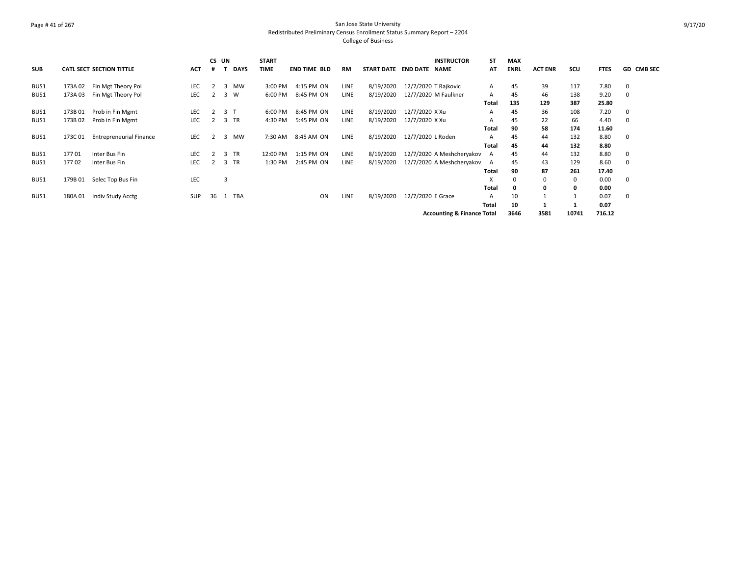San Jose State University
Redistributed Preliminary Census Enrollment Status Summary Report – 2204
College of Business

| SUB | CATL | SECT | SECTION TITTLE | ACT | CS # | UN T | DAYS | START TIME | END TIME | BLD | RM | START DATE | END DATE | INSTRUCTOR NAME | ST AT | MAX ENRL | ACT ENR | SCU | FTES | GD | CMB SEC |
|---|---|---|---|---|---|---|---|---|---|---|---|---|---|---|---|---|---|---|---|---|---|
| BUS1 | 173A | 02 | Fin Mgt Theory Pol | LEC | 2 | 3 | MW | 3:00 PM | 4:15 PM | ON | LINE | 8/19/2020 | 12/7/2020 | T Rajkovic | A | 45 | 39 | 117 | 7.80 | 0 | |
| BUS1 | 173A | 03 | Fin Mgt Theory Pol | LEC | 2 | 3 | W | 6:00 PM | 8:45 PM | ON | LINE | 8/19/2020 | 12/7/2020 | M Faulkner | A | 45 | 46 | 138 | 9.20 | 0 | |
| | | | | | | | | | | | | | | | **Total** | **135** | **129** | **387** | **25.80** | | |
| BUS1 | 173B | 01 | Prob in Fin Mgmt | LEC | 2 | 3 | T | 6:00 PM | 8:45 PM | ON | LINE | 8/19/2020 | 12/7/2020 | X Xu | A | 45 | 36 | 108 | 7.20 | 0 | |
| BUS1 | 173B | 02 | Prob in Fin Mgmt | LEC | 2 | 3 | TR | 4:30 PM | 5:45 PM | ON | LINE | 8/19/2020 | 12/7/2020 | X Xu | A | 45 | 22 | 66 | 4.40 | 0 | |
| | | | | | | | | | | | | | | | **Total** | **90** | **58** | **174** | **11.60** | | |
| BUS1 | 173C | 01 | Entrepreneurial Finance | LEC | 2 | 3 | MW | 7:30 AM | 8:45 AM | ON | LINE | 8/19/2020 | 12/7/2020 | L Roden | A | 45 | 44 | 132 | 8.80 | 0 | |
| | | | | | | | | | | | | | | | **Total** | **45** | **44** | **132** | **8.80** | | |
| BUS1 | 177 | 01 | Inter Bus Fin | LEC | 2 | 3 | TR | 12:00 PM | 1:15 PM | ON | LINE | 8/19/2020 | 12/7/2020 | A Meshcheryakov | A | 45 | 44 | 132 | 8.80 | 0 | |
| BUS1 | 177 | 02 | Inter Bus Fin | LEC | 2 | 3 | TR | 1:30 PM | 2:45 PM | ON | LINE | 8/19/2020 | 12/7/2020 | A Meshcheryakov | A | 45 | 43 | 129 | 8.60 | 0 | |
| | | | | | | | | | | | | | | | **Total** | **90** | **87** | **261** | **17.40** | | |
| BUS1 | 179B | 01 | Selec Top Bus Fin | LEC | | 3 | | | | | | | | | X | 0 | 0 | 0 | 0.00 | 0 | |
| | | | | | | | | | | | | | | | **Total** | **0** | **0** | **0** | **0.00** | | |
| BUS1 | 180A | 01 | Indiv Study Acctg | SUP | 36 | 1 | TBA | | | ON | LINE | 8/19/2020 | 12/7/2020 | E Grace | A | 10 | 1 | 1 | 0.07 | 0 | |
| | | | | | | | | | | | | | | | **Total** | **10** | **1** | **1** | **0.07** | | |
| | | | | | | | | | | | | | | **Accounting & Finance Total** | | **3646** | **3581** | **10741** | **716.12** | | |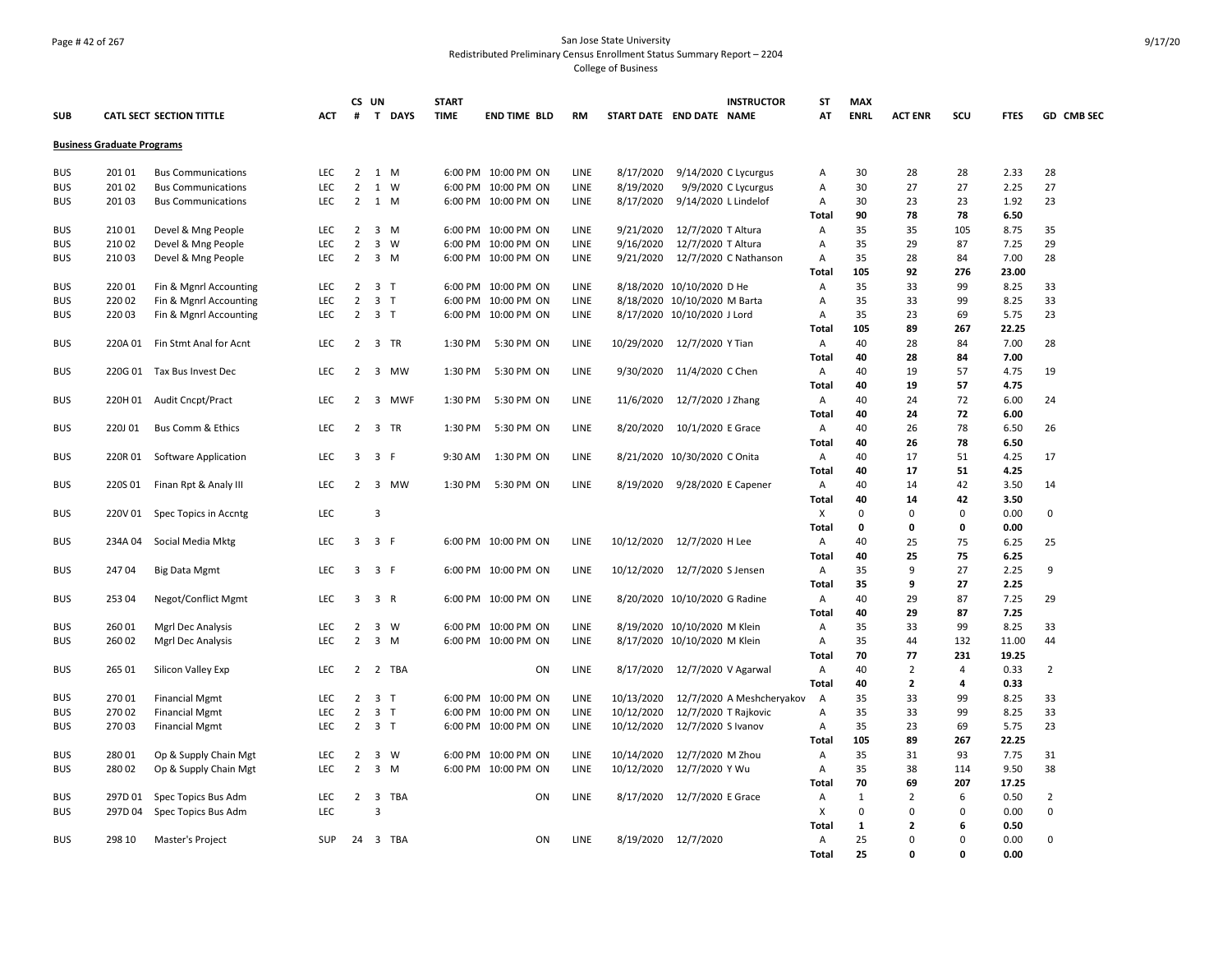San Jose State University
Redistributed Preliminary Census Enrollment Status Summary Report – 2204
College of Business

| SUB | CATL SECT | SECTION TITTLE | ACT | CS # | UN T | DAYS | START TIME | END TIME | BLD | RM | START DATE | END DATE | INSTRUCTOR NAME | ST AT | MAX ENRL | ACT ENR | SCU | FTES | GD | CMB SEC |
|---|---|---|---|---|---|---|---|---|---|---|---|---|---|---|---|---|---|---|---|---|
| **Business Graduate Programs** | | | | | | | | | | | | | | | | | | | | |
| BUS | 201 01 | Bus Communications | LEC | 2 | 1 | M | 6:00 PM | 10:00 PM | ON | LINE | 8/17/2020 | 9/14/2020 | C Lycurgus | A | 30 | 28 | 28 | 2.33 | 28 | |
| BUS | 201 02 | Bus Communications | LEC | 2 | 1 | W | 6:00 PM | 10:00 PM | ON | LINE | 8/19/2020 | 9/9/2020 | C Lycurgus | A | 30 | 27 | 27 | 2.25 | 27 | |
| BUS | 201 03 | Bus Communications | LEC | 2 | 1 | M | 6:00 PM | 10:00 PM | ON | LINE | 8/17/2020 | 9/14/2020 | L Lindelof | A | 30 | 23 | 23 | 1.92 | 23 | |
| | | | | | | | | | | | | | | **Total** | **90** | **78** | **78** | **6.50** | | |
| BUS | 210 01 | Devel & Mng People | LEC | 2 | 3 | M | 6:00 PM | 10:00 PM | ON | LINE | 9/21/2020 | 12/7/2020 | T Altura | A | 35 | 35 | 105 | 8.75 | 35 | |
| BUS | 210 02 | Devel & Mng People | LEC | 2 | 3 | W | 6:00 PM | 10:00 PM | ON | LINE | 9/16/2020 | 12/7/2020 | T Altura | A | 35 | 29 | 87 | 7.25 | 29 | |
| BUS | 210 03 | Devel & Mng People | LEC | 2 | 3 | M | 6:00 PM | 10:00 PM | ON | LINE | 9/21/2020 | 12/7/2020 | C Nathanson | A | 35 | 28 | 84 | 7.00 | 28 | |
| | | | | | | | | | | | | | | **Total** | **105** | **92** | **276** | **23.00** | | |
| BUS | 220 01 | Fin & Mgnrl Accounting | LEC | 2 | 3 | T | 6:00 PM | 10:00 PM | ON | LINE | 8/18/2020 | 10/10/2020 | D He | A | 35 | 33 | 99 | 8.25 | 33 | |
| BUS | 220 02 | Fin & Mgnrl Accounting | LEC | 2 | 3 | T | 6:00 PM | 10:00 PM | ON | LINE | 8/18/2020 | 10/10/2020 | M Barta | A | 35 | 33 | 99 | 8.25 | 33 | |
| BUS | 220 03 | Fin & Mgnrl Accounting | LEC | 2 | 3 | T | 6:00 PM | 10:00 PM | ON | LINE | 8/17/2020 | 10/10/2020 | J Lord | A | 35 | 23 | 69 | 5.75 | 23 | |
| | | | | | | | | | | | | | | **Total** | **105** | **89** | **267** | **22.25** | | |
| BUS | 220A 01 | Fin Stmt Anal for Acnt | LEC | 2 | 3 | TR | 1:30 PM | 5:30 PM | ON | LINE | 10/29/2020 | 12/7/2020 | Y Tian | A | 40 | 28 | 84 | 7.00 | 28 | |
| | | | | | | | | | | | | | | **Total** | **40** | **28** | **84** | **7.00** | | |
| BUS | 220G 01 | Tax Bus Invest Dec | LEC | 2 | 3 | MW | 1:30 PM | 5:30 PM | ON | LINE | 9/30/2020 | 11/4/2020 | C Chen | A | 40 | 19 | 57 | 4.75 | 19 | |
| | | | | | | | | | | | | | | **Total** | **40** | **19** | **57** | **4.75** | | |
| BUS | 220H 01 | Audit Cncpt/Pract | LEC | 2 | 3 | MWF | 1:30 PM | 5:30 PM | ON | LINE | 11/6/2020 | 12/7/2020 | J Zhang | A | 40 | 24 | 72 | 6.00 | 24 | |
| | | | | | | | | | | | | | | **Total** | **40** | **24** | **72** | **6.00** | | |
| BUS | 220J 01 | Bus Comm & Ethics | LEC | 2 | 3 | TR | 1:30 PM | 5:30 PM | ON | LINE | 8/20/2020 | 10/1/2020 | E Grace | A | 40 | 26 | 78 | 6.50 | 26 | |
| | | | | | | | | | | | | | | **Total** | **40** | **26** | **78** | **6.50** | | |
| BUS | 220R 01 | Software Application | LEC | 3 | 3 | F | 9:30 AM | 1:30 PM | ON | LINE | 8/21/2020 | 10/30/2020 | C Onita | A | 40 | 17 | 51 | 4.25 | 17 | |
| | | | | | | | | | | | | | | **Total** | **40** | **17** | **51** | **4.25** | | |
| BUS | 220S 01 | Finan Rpt & Analy III | LEC | 2 | 3 | MW | 1:30 PM | 5:30 PM | ON | LINE | 8/19/2020 | 9/28/2020 | E Capener | A | 40 | 14 | 42 | 3.50 | 14 | |
| | | | | | | | | | | | | | | **Total** | **40** | **14** | **42** | **3.50** | | |
| BUS | 220V 01 | Spec Topics in Accntg | LEC | | 3 | | | | | | | | | X | 0 | 0 | 0 | 0.00 | 0 | |
| | | | | | | | | | | | | | | **Total** | **0** | **0** | **0** | **0.00** | | |
| BUS | 234A 04 | Social Media Mktg | LEC | 3 | 3 | F | 6:00 PM | 10:00 PM | ON | LINE | 10/12/2020 | 12/7/2020 | H Lee | A | 40 | 25 | 75 | 6.25 | 25 | |
| | | | | | | | | | | | | | | **Total** | **40** | **25** | **75** | **6.25** | | |
| BUS | 247 04 | Big Data Mgmt | LEC | 3 | 3 | F | 6:00 PM | 10:00 PM | ON | LINE | 10/12/2020 | 12/7/2020 | S Jensen | A | 35 | 9 | 27 | 2.25 | 9 | |
| | | | | | | | | | | | | | | **Total** | **35** | **9** | **27** | **2.25** | | |
| BUS | 253 04 | Negot/Conflict Mgmt | LEC | 3 | 3 | R | 6:00 PM | 10:00 PM | ON | LINE | 8/20/2020 | 10/10/2020 | G Radine | A | 40 | 29 | 87 | 7.25 | 29 | |
| | | | | | | | | | | | | | | **Total** | **40** | **29** | **87** | **7.25** | | |
| BUS | 260 01 | Mgrl Dec Analysis | LEC | 2 | 3 | W | 6:00 PM | 10:00 PM | ON | LINE | 8/19/2020 | 10/10/2020 | M Klein | A | 35 | 33 | 99 | 8.25 | 33 | |
| BUS | 260 02 | Mgrl Dec Analysis | LEC | 2 | 3 | M | 6:00 PM | 10:00 PM | ON | LINE | 8/17/2020 | 10/10/2020 | M Klein | A | 35 | 44 | 132 | 11.00 | 44 | |
| | | | | | | | | | | | | | | **Total** | **70** | **77** | **231** | **19.25** | | |
| BUS | 265 01 | Silicon Valley Exp | LEC | 2 | 2 | TBA | | | ON | LINE | 8/17/2020 | 12/7/2020 | V Agarwal | A | 40 | 2 | 4 | 0.33 | 2 | |
| | | | | | | | | | | | | | | **Total** | **40** | **2** | **4** | **0.33** | | |
| BUS | 270 01 | Financial Mgmt | LEC | 2 | 3 | T | 6:00 PM | 10:00 PM | ON | LINE | 10/13/2020 | 12/7/2020 | A Meshcheryakov | A | 35 | 33 | 99 | 8.25 | 33 | |
| BUS | 270 02 | Financial Mgmt | LEC | 2 | 3 | T | 6:00 PM | 10:00 PM | ON | LINE | 10/12/2020 | 12/7/2020 | T Rajkovic | A | 35 | 33 | 99 | 8.25 | 33 | |
| BUS | 270 03 | Financial Mgmt | LEC | 2 | 3 | T | 6:00 PM | 10:00 PM | ON | LINE | 10/12/2020 | 12/7/2020 | S Ivanov | A | 35 | 23 | 69 | 5.75 | 23 | |
| | | | | | | | | | | | | | | **Total** | **105** | **89** | **267** | **22.25** | | |
| BUS | 280 01 | Op & Supply Chain Mgt | LEC | 2 | 3 | W | 6:00 PM | 10:00 PM | ON | LINE | 10/14/2020 | 12/7/2020 | M Zhou | A | 35 | 31 | 93 | 7.75 | 31 | |
| BUS | 280 02 | Op & Supply Chain Mgt | LEC | 2 | 3 | M | 6:00 PM | 10:00 PM | ON | LINE | 10/12/2020 | 12/7/2020 | Y Wu | A | 35 | 38 | 114 | 9.50 | 38 | |
| | | | | | | | | | | | | | | **Total** | **70** | **69** | **207** | **17.25** | | |
| BUS | 297D 01 | Spec Topics Bus Adm | LEC | 2 | 3 | TBA | | | ON | LINE | 8/17/2020 | 12/7/2020 | E Grace | A | 1 | 2 | 6 | 0.50 | 2 | |
| BUS | 297D 04 | Spec Topics Bus Adm | LEC | | 3 | | | | | | | | | X | 0 | 0 | 0 | 0.00 | 0 | |
| | | | | | | | | | | | | | | **Total** | **1** | **2** | **6** | **0.50** | | |
| BUS | 298 10 | Master's Project | SUP | 24 | 3 | TBA | | | ON | LINE | 8/19/2020 | 12/7/2020 | | A | 25 | 0 | 0 | 0.00 | 0 | |
| | | | | | | | | | | | | | | **Total** | **25** | **0** | **0** | **0.00** | | |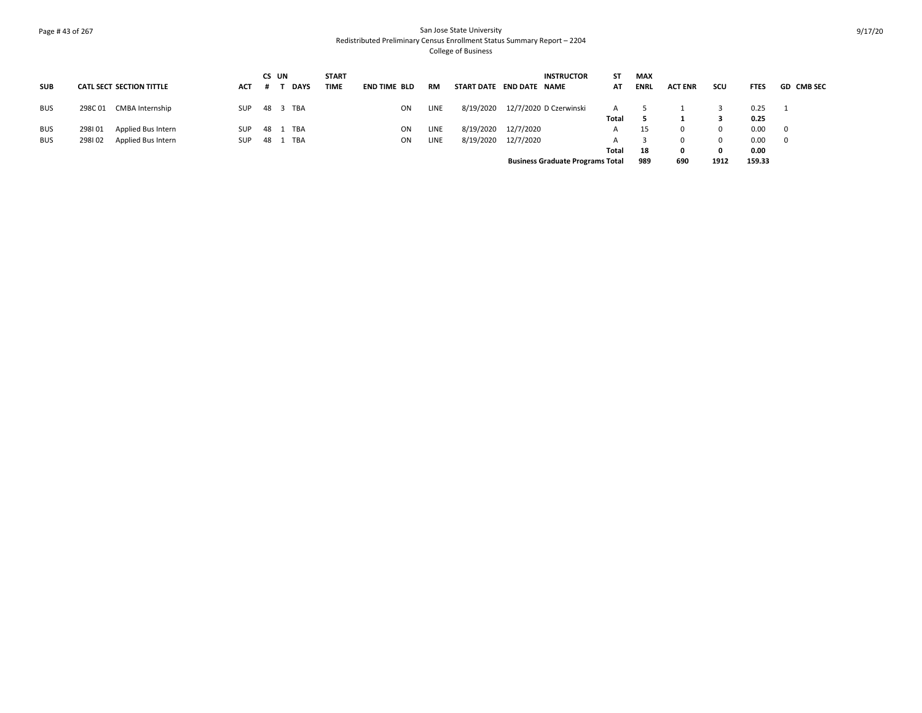San Jose State University
Redistributed Preliminary Census Enrollment Status Summary Report – 2204
College of Business

| SUB | CATL SECT | SECTION TITTLE | ACT | CS # | UN T | DAYS | START TIME | END TIME | BLD | RM | START DATE | END DATE | INSTRUCTOR NAME | ST AT | MAX ENRL | ACT ENR | SCU | FTES | GD | CMB SEC |
|---|---|---|---|---|---|---|---|---|---|---|---|---|---|---|---|---|---|---|---|---|
| BUS | 298C 01 | CMBA Internship | SUP | 48 | 3 | TBA | | | ON | LINE | 8/19/2020 | 12/7/2020 | D Czerwinski | A | 5 | 1 | 3 | 0.25 | 1 | |
| | | | | | | | | | | | | | | **Total** | **5** | **1** | **3** | **0.25** | | |
| BUS | 298I 01 | Applied Bus Intern | SUP | 48 | 1 | TBA | | | ON | LINE | 8/19/2020 | 12/7/2020 | | A | 15 | 0 | 0 | 0.00 | 0 | |
| BUS | 298I 02 | Applied Bus Intern | SUP | 48 | 1 | TBA | | | ON | LINE | 8/19/2020 | 12/7/2020 | | A | 3 | 0 | 0 | 0.00 | 0 | |
| | | | | | | | | | | | | | | **Total** | **18** | **0** | **0** | **0.00** | | |
| | | | | | | | | | | | | | **Business Graduate Programs Total** | | **989** | **690** | **1912** | **159.33** | | |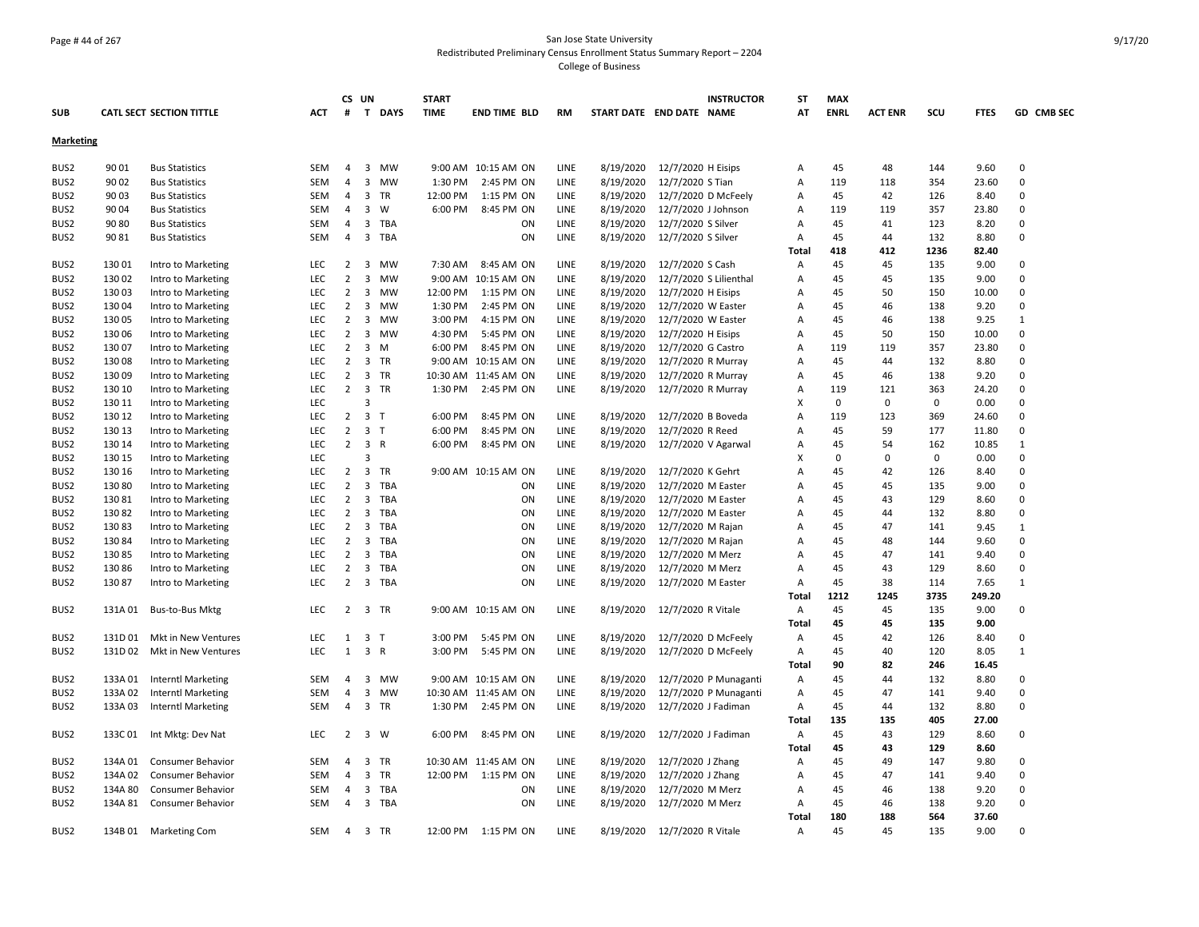San Jose State University
Redistributed Preliminary Census Enrollment Status Summary Report – 2204
College of Business

| SUB | CATL SECT SECTION TITTLE | | ACT | CS # | UN T | DAYS | START TIME | END TIME | BLD | RM | START DATE | END DATE | INSTRUCTOR NAME | ST AT | MAX ENRL | ACT ENR | SCU | FTES | GD | CMB SEC |
|---|---|---|---|---|---|---|---|---|---|---|---|---|---|---|---|---|---|---|---|---|
| **Marketing** | | | | | | | | | | | | | | | | | | | | |
| BUS2 | 90 01 | Bus Statistics | SEM | 4 | 3 | MW | 9:00 AM | 10:15 AM | ON | LINE | 8/19/2020 | 12/7/2020 | H Eisips | A | 45 | 48 | 144 | 9.60 | 0 | |
| BUS2 | 90 02 | Bus Statistics | SEM | 4 | 3 | MW | 1:30 PM | 2:45 PM | ON | LINE | 8/19/2020 | 12/7/2020 | S Tian | A | 119 | 118 | 354 | 23.60 | 0 | |
| BUS2 | 90 03 | Bus Statistics | SEM | 4 | 3 | TR | 12:00 PM | 1:15 PM | ON | LINE | 8/19/2020 | 12/7/2020 | D McFeely | A | 45 | 42 | 126 | 8.40 | 0 | |
| BUS2 | 90 04 | Bus Statistics | SEM | 4 | 3 | W | 6:00 PM | 8:45 PM | ON | LINE | 8/19/2020 | 12/7/2020 | J Johnson | A | 119 | 119 | 357 | 23.80 | 0 | |
| BUS2 | 90 80 | Bus Statistics | SEM | 4 | 3 | TBA | | | ON | LINE | 8/19/2020 | 12/7/2020 | S Silver | A | 45 | 41 | 123 | 8.20 | 0 | |
| BUS2 | 90 81 | Bus Statistics | SEM | 4 | 3 | TBA | | | ON | LINE | 8/19/2020 | 12/7/2020 | S Silver | A | 45 | 44 | 132 | 8.80 | 0 | |
| | | | | | | | | | | | | | | **Total** | **418** | **412** | **1236** | **82.40** | | |
| BUS2 | 130 01 | Intro to Marketing | LEC | 2 | 3 | MW | 7:30 AM | 8:45 AM | ON | LINE | 8/19/2020 | 12/7/2020 | S Cash | A | 45 | 45 | 135 | 9.00 | 0 | |
| BUS2 | 130 02 | Intro to Marketing | LEC | 2 | 3 | MW | 9:00 AM | 10:15 AM | ON | LINE | 8/19/2020 | 12/7/2020 | S Lilienthal | A | 45 | 45 | 135 | 9.00 | 0 | |
| BUS2 | 130 03 | Intro to Marketing | LEC | 2 | 3 | MW | 12:00 PM | 1:15 PM | ON | LINE | 8/19/2020 | 12/7/2020 | H Eisips | A | 45 | 50 | 150 | 10.00 | 0 | |
| BUS2 | 130 04 | Intro to Marketing | LEC | 2 | 3 | MW | 1:30 PM | 2:45 PM | ON | LINE | 8/19/2020 | 12/7/2020 | W Easter | A | 45 | 46 | 138 | 9.20 | 0 | |
| BUS2 | 130 05 | Intro to Marketing | LEC | 2 | 3 | MW | 3:00 PM | 4:15 PM | ON | LINE | 8/19/2020 | 12/7/2020 | W Easter | A | 45 | 46 | 138 | 9.25 | 1 | |
| BUS2 | 130 06 | Intro to Marketing | LEC | 2 | 3 | MW | 4:30 PM | 5:45 PM | ON | LINE | 8/19/2020 | 12/7/2020 | H Eisips | A | 45 | 50 | 150 | 10.00 | 0 | |
| BUS2 | 130 07 | Intro to Marketing | LEC | 2 | 3 | M | 6:00 PM | 8:45 PM | ON | LINE | 8/19/2020 | 12/7/2020 | G Castro | A | 119 | 119 | 357 | 23.80 | 0 | |
| BUS2 | 130 08 | Intro to Marketing | LEC | 2 | 3 | TR | 9:00 AM | 10:15 AM | ON | LINE | 8/19/2020 | 12/7/2020 | R Murray | A | 45 | 44 | 132 | 8.80 | 0 | |
| BUS2 | 130 09 | Intro to Marketing | LEC | 2 | 3 | TR | 10:30 AM | 11:45 AM | ON | LINE | 8/19/2020 | 12/7/2020 | R Murray | A | 45 | 46 | 138 | 9.20 | 0 | |
| BUS2 | 130 10 | Intro to Marketing | LEC | 2 | 3 | TR | 1:30 PM | 2:45 PM | ON | LINE | 8/19/2020 | 12/7/2020 | R Murray | A | 119 | 121 | 363 | 24.20 | 0 | |
| BUS2 | 130 11 | Intro to Marketing | LEC | | 3 | | | | | | | | | X | 0 | 0 | 0 | 0.00 | 0 | |
| BUS2 | 130 12 | Intro to Marketing | LEC | 2 | 3 | T | 6:00 PM | 8:45 PM | ON | LINE | 8/19/2020 | 12/7/2020 | B Boveda | A | 119 | 123 | 369 | 24.60 | 0 | |
| BUS2 | 130 13 | Intro to Marketing | LEC | 2 | 3 | T | 6:00 PM | 8:45 PM | ON | LINE | 8/19/2020 | 12/7/2020 | R Reed | A | 45 | 59 | 177 | 11.80 | 0 | |
| BUS2 | 130 14 | Intro to Marketing | LEC | 2 | 3 | R | 6:00 PM | 8:45 PM | ON | LINE | 8/19/2020 | 12/7/2020 | V Agarwal | A | 45 | 54 | 162 | 10.85 | 1 | |
| BUS2 | 130 15 | Intro to Marketing | LEC | | 3 | | | | | | | | | X | 0 | 0 | 0 | 0.00 | 0 | |
| BUS2 | 130 16 | Intro to Marketing | LEC | 2 | 3 | TR | 9:00 AM | 10:15 AM | ON | LINE | 8/19/2020 | 12/7/2020 | K Gehrt | A | 45 | 42 | 126 | 8.40 | 0 | |
| BUS2 | 130 80 | Intro to Marketing | LEC | 2 | 3 | TBA | | | ON | LINE | 8/19/2020 | 12/7/2020 | M Easter | A | 45 | 45 | 135 | 9.00 | 0 | |
| BUS2 | 130 81 | Intro to Marketing | LEC | 2 | 3 | TBA | | | ON | LINE | 8/19/2020 | 12/7/2020 | M Easter | A | 45 | 43 | 129 | 8.60 | 0 | |
| BUS2 | 130 82 | Intro to Marketing | LEC | 2 | 3 | TBA | | | ON | LINE | 8/19/2020 | 12/7/2020 | M Easter | A | 45 | 44 | 132 | 8.80 | 0 | |
| BUS2 | 130 83 | Intro to Marketing | LEC | 2 | 3 | TBA | | | ON | LINE | 8/19/2020 | 12/7/2020 | M Rajan | A | 45 | 47 | 141 | 9.45 | 1 | |
| BUS2 | 130 84 | Intro to Marketing | LEC | 2 | 3 | TBA | | | ON | LINE | 8/19/2020 | 12/7/2020 | M Rajan | A | 45 | 48 | 144 | 9.60 | 0 | |
| BUS2 | 130 85 | Intro to Marketing | LEC | 2 | 3 | TBA | | | ON | LINE | 8/19/2020 | 12/7/2020 | M Merz | A | 45 | 47 | 141 | 9.40 | 0 | |
| BUS2 | 130 86 | Intro to Marketing | LEC | 2 | 3 | TBA | | | ON | LINE | 8/19/2020 | 12/7/2020 | M Merz | A | 45 | 43 | 129 | 8.60 | 0 | |
| BUS2 | 130 87 | Intro to Marketing | LEC | 2 | 3 | TBA | | | ON | LINE | 8/19/2020 | 12/7/2020 | M Easter | A | 45 | 38 | 114 | 7.65 | 1 | |
| | | | | | | | | | | | | | | **Total** | **1212** | **1245** | **3735** | **249.20** | | |
| BUS2 | 131A 01 | Bus-to-Bus Mktg | LEC | 2 | 3 | TR | 9:00 AM | 10:15 AM | ON | LINE | 8/19/2020 | 12/7/2020 | R Vitale | A | 45 | 45 | 135 | 9.00 | 0 | |
| | | | | | | | | | | | | | | **Total** | **45** | **45** | **135** | **9.00** | | |
| BUS2 | 131D 01 | Mkt in New Ventures | LEC | 1 | 3 | T | 3:00 PM | 5:45 PM | ON | LINE | 8/19/2020 | 12/7/2020 | D McFeely | A | 45 | 42 | 126 | 8.40 | 0 | |
| BUS2 | 131D 02 | Mkt in New Ventures | LEC | 1 | 3 | R | 3:00 PM | 5:45 PM | ON | LINE | 8/19/2020 | 12/7/2020 | D McFeely | A | 45 | 40 | 120 | 8.05 | 1 | |
| | | | | | | | | | | | | | | **Total** | **90** | **82** | **246** | **16.45** | | |
| BUS2 | 133A 01 | Interntl Marketing | SEM | 4 | 3 | MW | 9:00 AM | 10:15 AM | ON | LINE | 8/19/2020 | 12/7/2020 | P Munaganti | A | 45 | 44 | 132 | 8.80 | 0 | |
| BUS2 | 133A 02 | Interntl Marketing | SEM | 4 | 3 | MW | 10:30 AM | 11:45 AM | ON | LINE | 8/19/2020 | 12/7/2020 | P Munaganti | A | 45 | 47 | 141 | 9.40 | 0 | |
| BUS2 | 133A 03 | Interntl Marketing | SEM | 4 | 3 | TR | 1:30 PM | 2:45 PM | ON | LINE | 8/19/2020 | 12/7/2020 | J Fadiman | A | 45 | 44 | 132 | 8.80 | 0 | |
| | | | | | | | | | | | | | | **Total** | **135** | **135** | **405** | **27.00** | | |
| BUS2 | 133C 01 | Int Mktg: Dev Nat | LEC | 2 | 3 | W | 6:00 PM | 8:45 PM | ON | LINE | 8/19/2020 | 12/7/2020 | J Fadiman | A | 45 | 43 | 129 | 8.60 | 0 | |
| | | | | | | | | | | | | | | **Total** | **45** | **43** | **129** | **8.60** | | |
| BUS2 | 134A 01 | Consumer Behavior | SEM | 4 | 3 | TR | 10:30 AM | 11:45 AM | ON | LINE | 8/19/2020 | 12/7/2020 | J Zhang | A | 45 | 49 | 147 | 9.80 | 0 | |
| BUS2 | 134A 02 | Consumer Behavior | SEM | 4 | 3 | TR | 12:00 PM | 1:15 PM | ON | LINE | 8/19/2020 | 12/7/2020 | J Zhang | A | 45 | 47 | 141 | 9.40 | 0 | |
| BUS2 | 134A 80 | Consumer Behavior | SEM | 4 | 3 | TBA | | | ON | LINE | 8/19/2020 | 12/7/2020 | M Merz | A | 45 | 46 | 138 | 9.20 | 0 | |
| BUS2 | 134A 81 | Consumer Behavior | SEM | 4 | 3 | TBA | | | ON | LINE | 8/19/2020 | 12/7/2020 | M Merz | A | 45 | 46 | 138 | 9.20 | 0 | |
| | | | | | | | | | | | | | | **Total** | **180** | **188** | **564** | **37.60** | | |
| BUS2 | 134B 01 | Marketing Com | SEM | 4 | 3 | TR | 12:00 PM | 1:15 PM | ON | LINE | 8/19/2020 | 12/7/2020 | R Vitale | A | 45 | 45 | 135 | 9.00 | 0 | |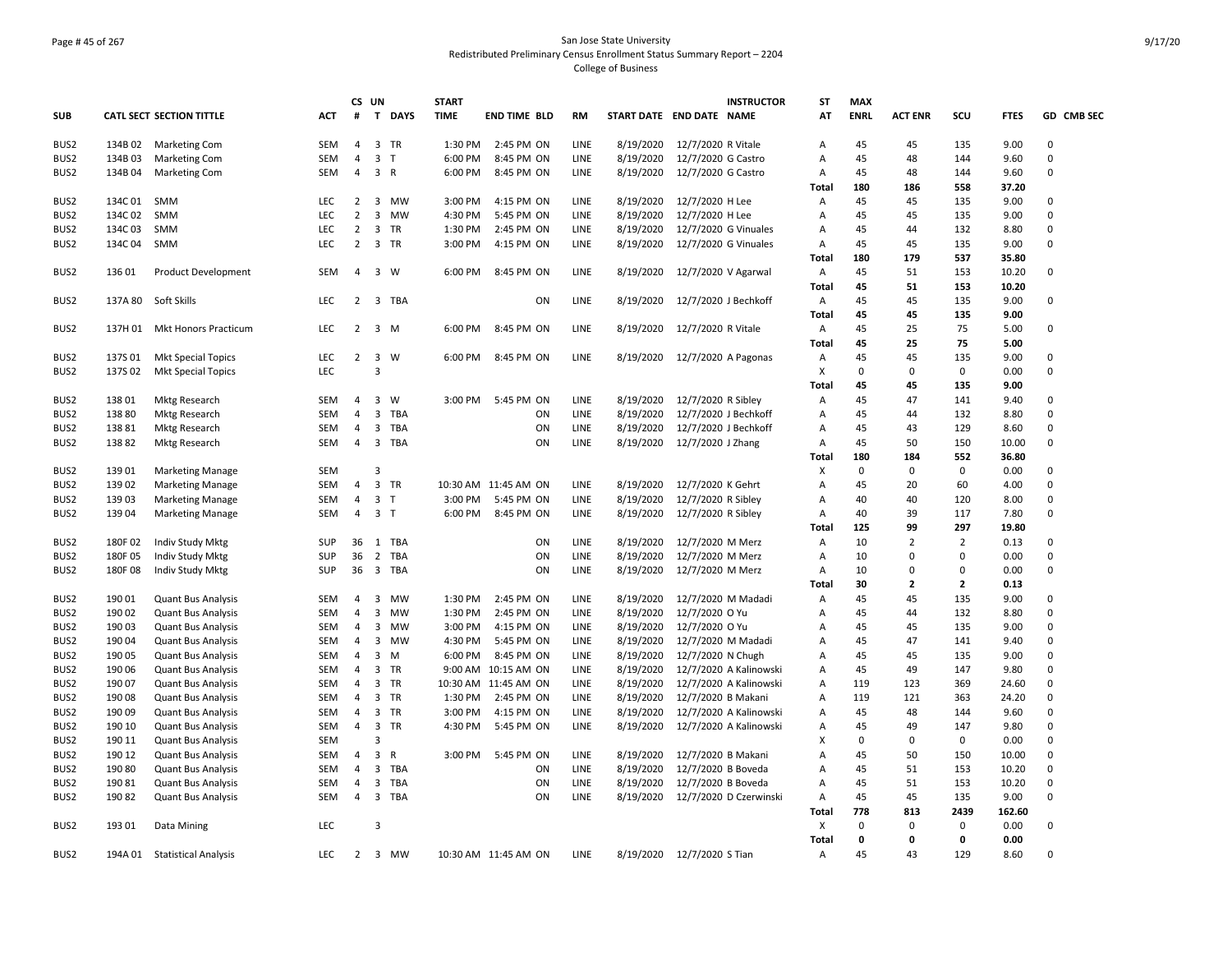San Jose State University
Redistributed Preliminary Census Enrollment Status Summary Report – 2204
College of Business

| SUB | CATL SECT | SECTION TITTLE | ACT | CS # | UN T | DAYS | START TIME | END TIME | BLD | RM | START DATE | END DATE | INSTRUCTOR NAME | ST AT | MAX ENRL | ACT ENR | SCU | FTES | GD | CMB SEC |
|---|---|---|---|---|---|---|---|---|---|---|---|---|---|---|---|---|---|---|---|---|
| BUS2 | 134B 02 | Marketing Com | SEM | 4 | 3 | TR | 1:30 PM | 2:45 PM | ON | LINE | 8/19/2020 | 12/7/2020 | R Vitale | A | 45 | 45 | 135 | 9.00 | 0 | |
| BUS2 | 134B 03 | Marketing Com | SEM | 4 | 3 | T | 6:00 PM | 8:45 PM | ON | LINE | 8/19/2020 | 12/7/2020 | G Castro | A | 45 | 48 | 144 | 9.60 | 0 | |
| BUS2 | 134B 04 | Marketing Com | SEM | 4 | 3 | R | 6:00 PM | 8:45 PM | ON | LINE | 8/19/2020 | 12/7/2020 | G Castro | A | 45 | 48 | 144 | 9.60 | 0 | |
| | | | | | | | | | | | | | | Total | 180 | 186 | 558 | 37.20 | | |
| BUS2 | 134C 01 | SMM | LEC | 2 | 3 | MW | 3:00 PM | 4:15 PM | ON | LINE | 8/19/2020 | 12/7/2020 | H Lee | A | 45 | 45 | 135 | 9.00 | 0 | |
| BUS2 | 134C 02 | SMM | LEC | 2 | 3 | MW | 4:30 PM | 5:45 PM | ON | LINE | 8/19/2020 | 12/7/2020 | H Lee | A | 45 | 45 | 135 | 9.00 | 0 | |
| BUS2 | 134C 03 | SMM | LEC | 2 | 3 | TR | 1:30 PM | 2:45 PM | ON | LINE | 8/19/2020 | 12/7/2020 | G Vinuales | A | 45 | 44 | 132 | 8.80 | 0 | |
| BUS2 | 134C 04 | SMM | LEC | 2 | 3 | TR | 3:00 PM | 4:15 PM | ON | LINE | 8/19/2020 | 12/7/2020 | G Vinuales | A | 45 | 45 | 135 | 9.00 | 0 | |
| | | | | | | | | | | | | | | Total | 180 | 179 | 537 | 35.80 | | |
| BUS2 | 136 01 | Product Development | SEM | 4 | 3 | W | 6:00 PM | 8:45 PM | ON | LINE | 8/19/2020 | 12/7/2020 | V Agarwal | A | 45 | 51 | 153 | 10.20 | 0 | |
| | | | | | | | | | | | | | | Total | 45 | 51 | 153 | 10.20 | | |
| BUS2 | 137A 80 | Soft Skills | LEC | 2 | 3 | TBA | | | ON | LINE | 8/19/2020 | 12/7/2020 | J Bechkoff | A | 45 | 45 | 135 | 9.00 | 0 | |
| | | | | | | | | | | | | | | Total | 45 | 45 | 135 | 9.00 | | |
| BUS2 | 137H 01 | Mkt Honors Practicum | LEC | 2 | 3 | M | 6:00 PM | 8:45 PM | ON | LINE | 8/19/2020 | 12/7/2020 | R Vitale | A | 45 | 25 | 75 | 5.00 | 0 | |
| | | | | | | | | | | | | | | Total | 45 | 25 | 75 | 5.00 | | |
| BUS2 | 137S 01 | Mkt Special Topics | LEC | 2 | 3 | W | 6:00 PM | 8:45 PM | ON | LINE | 8/19/2020 | 12/7/2020 | A Pagonas | A | 45 | 45 | 135 | 9.00 | 0 | |
| BUS2 | 137S 02 | Mkt Special Topics | LEC | | 3 | | | | | | | | | X | 0 | 0 | 0 | 0.00 | 0 | |
| | | | | | | | | | | | | | | Total | 45 | 45 | 135 | 9.00 | | |
| BUS2 | 138 01 | Mktg Research | SEM | 4 | 3 | W | 3:00 PM | 5:45 PM | ON | LINE | 8/19/2020 | 12/7/2020 | R Sibley | A | 45 | 47 | 141 | 9.40 | 0 | |
| BUS2 | 138 80 | Mktg Research | SEM | 4 | 3 | TBA | | | ON | LINE | 8/19/2020 | 12/7/2020 | J Bechkoff | A | 45 | 44 | 132 | 8.80 | 0 | |
| BUS2 | 138 81 | Mktg Research | SEM | 4 | 3 | TBA | | | ON | LINE | 8/19/2020 | 12/7/2020 | J Bechkoff | A | 45 | 43 | 129 | 8.60 | 0 | |
| BUS2 | 138 82 | Mktg Research | SEM | 4 | 3 | TBA | | | ON | LINE | 8/19/2020 | 12/7/2020 | J Zhang | A | 45 | 50 | 150 | 10.00 | 0 | |
| | | | | | | | | | | | | | | Total | 180 | 184 | 552 | 36.80 | | |
| BUS2 | 139 01 | Marketing Manage | SEM | | 3 | | | | | | | | | X | 0 | 0 | 0 | 0.00 | 0 | |
| BUS2 | 139 02 | Marketing Manage | SEM | 4 | 3 | TR | 10:30 AM | 11:45 AM | ON | LINE | 8/19/2020 | 12/7/2020 | K Gehrt | A | 45 | 20 | 60 | 4.00 | 0 | |
| BUS2 | 139 03 | Marketing Manage | SEM | 4 | 3 | T | 3:00 PM | 5:45 PM | ON | LINE | 8/19/2020 | 12/7/2020 | R Sibley | A | 40 | 40 | 120 | 8.00 | 0 | |
| BUS2 | 139 04 | Marketing Manage | SEM | 4 | 3 | T | 6:00 PM | 8:45 PM | ON | LINE | 8/19/2020 | 12/7/2020 | R Sibley | A | 40 | 39 | 117 | 7.80 | 0 | |
| | | | | | | | | | | | | | | Total | 125 | 99 | 297 | 19.80 | | |
| BUS2 | 180F 02 | Indiv Study Mktg | SUP | 36 | 1 | TBA | | | ON | LINE | 8/19/2020 | 12/7/2020 | M Merz | A | 10 | 2 | 2 | 0.13 | 0 | |
| BUS2 | 180F 05 | Indiv Study Mktg | SUP | 36 | 2 | TBA | | | ON | LINE | 8/19/2020 | 12/7/2020 | M Merz | A | 10 | 0 | 0 | 0.00 | 0 | |
| BUS2 | 180F 08 | Indiv Study Mktg | SUP | 36 | 3 | TBA | | | ON | LINE | 8/19/2020 | 12/7/2020 | M Merz | A | 10 | 0 | 0 | 0.00 | 0 | |
| | | | | | | | | | | | | | | Total | 30 | 2 | 2 | 0.13 | | |
| BUS2 | 190 01 | Quant Bus Analysis | SEM | 4 | 3 | MW | 1:30 PM | 2:45 PM | ON | LINE | 8/19/2020 | 12/7/2020 | M Madadi | A | 45 | 45 | 135 | 9.00 | 0 | |
| BUS2 | 190 02 | Quant Bus Analysis | SEM | 4 | 3 | MW | 1:30 PM | 2:45 PM | ON | LINE | 8/19/2020 | 12/7/2020 | O Yu | A | 45 | 44 | 132 | 8.80 | 0 | |
| BUS2 | 190 03 | Quant Bus Analysis | SEM | 4 | 3 | MW | 3:00 PM | 4:15 PM | ON | LINE | 8/19/2020 | 12/7/2020 | O Yu | A | 45 | 45 | 135 | 9.00 | 0 | |
| BUS2 | 190 04 | Quant Bus Analysis | SEM | 4 | 3 | MW | 4:30 PM | 5:45 PM | ON | LINE | 8/19/2020 | 12/7/2020 | M Madadi | A | 45 | 47 | 141 | 9.40 | 0 | |
| BUS2 | 190 05 | Quant Bus Analysis | SEM | 4 | 3 | M | 6:00 PM | 8:45 PM | ON | LINE | 8/19/2020 | 12/7/2020 | N Chugh | A | 45 | 45 | 135 | 9.00 | 0 | |
| BUS2 | 190 06 | Quant Bus Analysis | SEM | 4 | 3 | TR | 9:00 AM | 10:15 AM | ON | LINE | 8/19/2020 | 12/7/2020 | A Kalinowski | A | 45 | 49 | 147 | 9.80 | 0 | |
| BUS2 | 190 07 | Quant Bus Analysis | SEM | 4 | 3 | TR | 10:30 AM | 11:45 AM | ON | LINE | 8/19/2020 | 12/7/2020 | A Kalinowski | A | 119 | 123 | 369 | 24.60 | 0 | |
| BUS2 | 190 08 | Quant Bus Analysis | SEM | 4 | 3 | TR | 1:30 PM | 2:45 PM | ON | LINE | 8/19/2020 | 12/7/2020 | B Makani | A | 119 | 121 | 363 | 24.20 | 0 | |
| BUS2 | 190 09 | Quant Bus Analysis | SEM | 4 | 3 | TR | 3:00 PM | 4:15 PM | ON | LINE | 8/19/2020 | 12/7/2020 | A Kalinowski | A | 45 | 48 | 144 | 9.60 | 0 | |
| BUS2 | 190 10 | Quant Bus Analysis | SEM | 4 | 3 | TR | 4:30 PM | 5:45 PM | ON | LINE | 8/19/2020 | 12/7/2020 | A Kalinowski | A | 45 | 49 | 147 | 9.80 | 0 | |
| BUS2 | 190 11 | Quant Bus Analysis | SEM | | 3 | | | | | | | | | X | 0 | 0 | 0 | 0.00 | 0 | |
| BUS2 | 190 12 | Quant Bus Analysis | SEM | 4 | 3 | R | 3:00 PM | 5:45 PM | ON | LINE | 8/19/2020 | 12/7/2020 | B Makani | A | 45 | 50 | 150 | 10.00 | 0 | |
| BUS2 | 190 80 | Quant Bus Analysis | SEM | 4 | 3 | TBA | | | ON | LINE | 8/19/2020 | 12/7/2020 | B Boveda | A | 45 | 51 | 153 | 10.20 | 0 | |
| BUS2 | 190 81 | Quant Bus Analysis | SEM | 4 | 3 | TBA | | | ON | LINE | 8/19/2020 | 12/7/2020 | B Boveda | A | 45 | 51 | 153 | 10.20 | 0 | |
| BUS2 | 190 82 | Quant Bus Analysis | SEM | 4 | 3 | TBA | | | ON | LINE | 8/19/2020 | 12/7/2020 | D Czerwinski | A | 45 | 45 | 135 | 9.00 | 0 | |
| | | | | | | | | | | | | | | Total | 778 | 813 | 2439 | 162.60 | | |
| BUS2 | 193 01 | Data Mining | LEC | | 3 | | | | | | | | | X | 0 | 0 | 0 | 0.00 | 0 | |
| | | | | | | | | | | | | | | Total | 0 | 0 | 0 | 0.00 | | |
| BUS2 | 194A 01 | Statistical Analysis | LEC | 2 | 3 | MW | 10:30 AM | 11:45 AM | ON | LINE | 8/19/2020 | 12/7/2020 | S Tian | A | 45 | 43 | 129 | 8.60 | 0 | |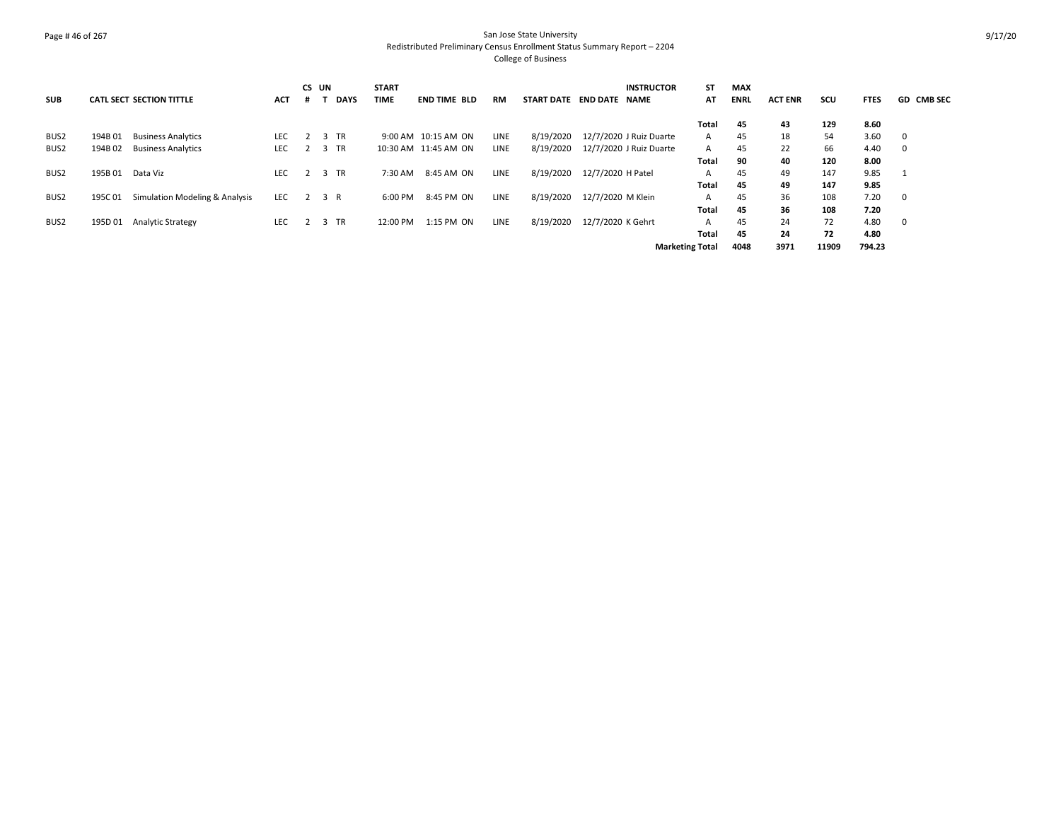# San Jose State University
## Redistributed Preliminary Census Enrollment Status Summary Report – 2204
### College of Business

| SUB | CATL SECT | SECTION TITTLE | ACT | CS # | UN T | DAYS | START TIME | END TIME | BLD | RM | START DATE | END DATE | INSTRUCTOR NAME | ST AT | MAX ENRL | ACT ENR | SCU | FTES | GD | CMB SEC |
|---|---|---|---|---|---|---|---|---|---|---|---|---|---|---|---|---|---|---|---|---|
| | | | | | | | | | | | | | | **Total** | **45** | **43** | **129** | **8.60** | | |
| BUS2 | 194B 01 | Business Analytics | LEC | 2 | 3 | TR | 9:00 AM | 10:15 AM | ON | LINE | 8/19/2020 | 12/7/2020 | J Ruiz Duarte | A | 45 | 18 | 54 | 3.60 | 0 | |
| BUS2 | 194B 02 | Business Analytics | LEC | 2 | 3 | TR | 10:30 AM | 11:45 AM | ON | LINE | 8/19/2020 | 12/7/2020 | J Ruiz Duarte | A | 45 | 22 | 66 | 4.40 | 0 | |
| | | | | | | | | | | | | | | **Total** | **90** | **40** | **120** | **8.00** | | |
| BUS2 | 195B 01 | Data Viz | LEC | 2 | 3 | TR | 7:30 AM | 8:45 AM | ON | LINE | 8/19/2020 | 12/7/2020 | H Patel | A | 45 | 49 | 147 | 9.85 | 1 | |
| | | | | | | | | | | | | | | **Total** | **45** | **49** | **147** | **9.85** | | |
| BUS2 | 195C 01 | Simulation Modeling & Analysis | LEC | 2 | 3 | R | 6:00 PM | 8:45 PM | ON | LINE | 8/19/2020 | 12/7/2020 | M Klein | A | 45 | 36 | 108 | 7.20 | 0 | |
| | | | | | | | | | | | | | | **Total** | **45** | **36** | **108** | **7.20** | | |
| BUS2 | 195D 01 | Analytic Strategy | LEC | 2 | 3 | TR | 12:00 PM | 1:15 PM | ON | LINE | 8/19/2020 | 12/7/2020 | K Gehrt | A | 45 | 24 | 72 | 4.80 | 0 | |
| | | | | | | | | | | | | | | **Total** | **45** | **24** | **72** | **4.80** | | |
| | | | | | | | | | | | | | **Marketing Total** | | **4048** | **3971** | **11909** | **794.23** | | |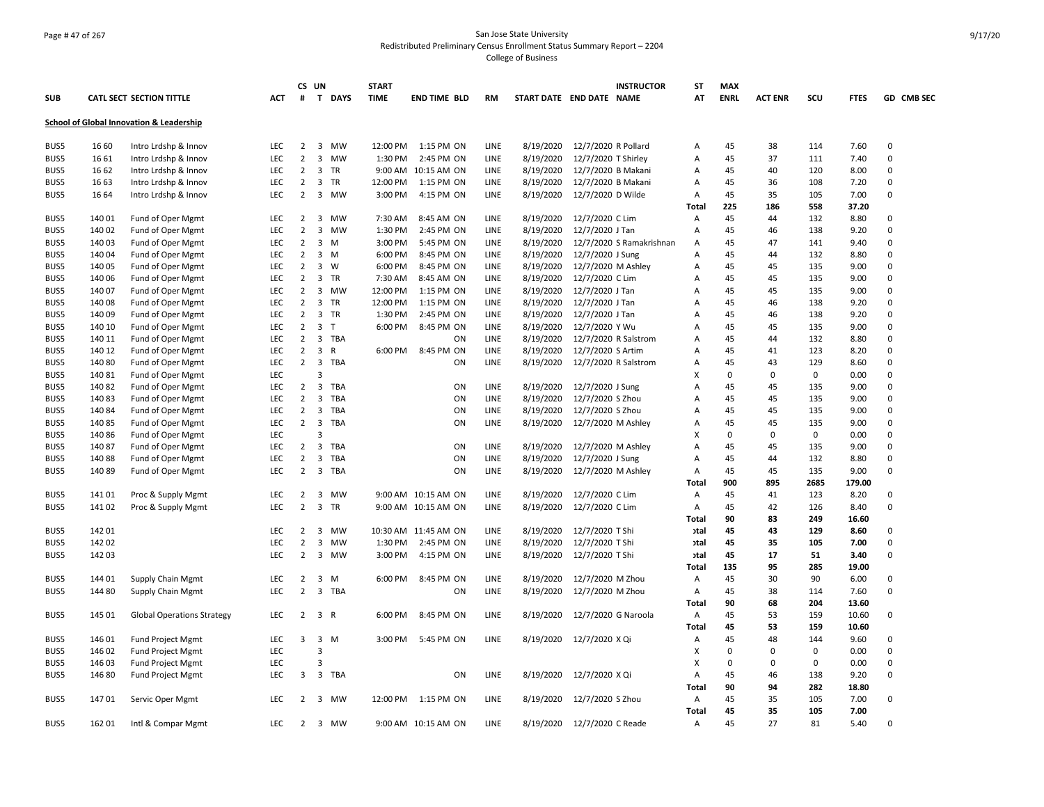San Jose State University
Redistributed Preliminary Census Enrollment Status Summary Report – 2204
College of Business

| SUB | CATL SECT | SECTION TITTLE | ACT | CS # | UN T | DAYS | START TIME | END TIME | BLD | RM | START DATE | END DATE | INSTRUCTOR NAME | ST AT | MAX ENRL | ACT ENR | SCU | FTES | GD | CMB SEC |
|---|---|---|---|---|---|---|---|---|---|---|---|---|---|---|---|---|---|---|---|---|
| **School of Global Innovation & Leadership** | | | | | | | | | | | | | | | | | | | | |
| BUS5 | 16 60 | Intro Lrdshp & Innov | LEC | 2 | 3 | MW | 12:00 PM | 1:15 PM | ON | LINE | 8/19/2020 | 12/7/2020 | R Pollard | A | 45 | 38 | 114 | 7.60 | 0 | |
| BUS5 | 16 61 | Intro Lrdshp & Innov | LEC | 2 | 3 | MW | 1:30 PM | 2:45 PM | ON | LINE | 8/19/2020 | 12/7/2020 | T Shirley | A | 45 | 37 | 111 | 7.40 | 0 | |
| BUS5 | 16 62 | Intro Lrdshp & Innov | LEC | 2 | 3 | TR | 9:00 AM | 10:15 AM | ON | LINE | 8/19/2020 | 12/7/2020 | B Makani | A | 45 | 40 | 120 | 8.00 | 0 | |
| BUS5 | 16 63 | Intro Lrdshp & Innov | LEC | 2 | 3 | TR | 12:00 PM | 1:15 PM | ON | LINE | 8/19/2020 | 12/7/2020 | B Makani | A | 45 | 36 | 108 | 7.20 | 0 | |
| BUS5 | 16 64 | Intro Lrdshp & Innov | LEC | 2 | 3 | MW | 3:00 PM | 4:15 PM | ON | LINE | 8/19/2020 | 12/7/2020 | D Wilde | A | 45 | 35 | 105 | 7.00 | 0 | |
| | | | | | | | | | | | | | | **Total** | **225** | **186** | **558** | **37.20** | | |
| BUS5 | 140 01 | Fund of Oper Mgmt | LEC | 2 | 3 | MW | 7:30 AM | 8:45 AM | ON | LINE | 8/19/2020 | 12/7/2020 | C Lim | A | 45 | 44 | 132 | 8.80 | 0 | |
| BUS5 | 140 02 | Fund of Oper Mgmt | LEC | 2 | 3 | MW | 1:30 PM | 2:45 PM | ON | LINE | 8/19/2020 | 12/7/2020 | J Tan | A | 45 | 46 | 138 | 9.20 | 0 | |
| BUS5 | 140 03 | Fund of Oper Mgmt | LEC | 2 | 3 | M | 3:00 PM | 5:45 PM | ON | LINE | 8/19/2020 | 12/7/2020 | S Ramakrishnan | A | 45 | 47 | 141 | 9.40 | 0 | |
| BUS5 | 140 04 | Fund of Oper Mgmt | LEC | 2 | 3 | M | 6:00 PM | 8:45 PM | ON | LINE | 8/19/2020 | 12/7/2020 | J Sung | A | 45 | 44 | 132 | 8.80 | 0 | |
| BUS5 | 140 05 | Fund of Oper Mgmt | LEC | 2 | 3 | W | 6:00 PM | 8:45 PM | ON | LINE | 8/19/2020 | 12/7/2020 | M Ashley | A | 45 | 45 | 135 | 9.00 | 0 | |
| BUS5 | 140 06 | Fund of Oper Mgmt | LEC | 2 | 3 | TR | 7:30 AM | 8:45 AM | ON | LINE | 8/19/2020 | 12/7/2020 | C Lim | A | 45 | 45 | 135 | 9.00 | 0 | |
| BUS5 | 140 07 | Fund of Oper Mgmt | LEC | 2 | 3 | MW | 12:00 PM | 1:15 PM | ON | LINE | 8/19/2020 | 12/7/2020 | J Tan | A | 45 | 45 | 135 | 9.00 | 0 | |
| BUS5 | 140 08 | Fund of Oper Mgmt | LEC | 2 | 3 | TR | 12:00 PM | 1:15 PM | ON | LINE | 8/19/2020 | 12/7/2020 | J Tan | A | 45 | 46 | 138 | 9.20 | 0 | |
| BUS5 | 140 09 | Fund of Oper Mgmt | LEC | 2 | 3 | TR | 1:30 PM | 2:45 PM | ON | LINE | 8/19/2020 | 12/7/2020 | J Tan | A | 45 | 46 | 138 | 9.20 | 0 | |
| BUS5 | 140 10 | Fund of Oper Mgmt | LEC | 2 | 3 | T | 6:00 PM | 8:45 PM | ON | LINE | 8/19/2020 | 12/7/2020 | Y Wu | A | 45 | 45 | 135 | 9.00 | 0 | |
| BUS5 | 140 11 | Fund of Oper Mgmt | LEC | 2 | 3 | TBA | | | ON | LINE | 8/19/2020 | 12/7/2020 | R Salstrom | A | 45 | 44 | 132 | 8.80 | 0 | |
| BUS5 | 140 12 | Fund of Oper Mgmt | LEC | 2 | 3 | R | 6:00 PM | 8:45 PM | ON | LINE | 8/19/2020 | 12/7/2020 | S Artim | A | 45 | 41 | 123 | 8.20 | 0 | |
| BUS5 | 140 80 | Fund of Oper Mgmt | LEC | 2 | 3 | TBA | | | ON | LINE | 8/19/2020 | 12/7/2020 | R Salstrom | A | 45 | 43 | 129 | 8.60 | 0 | |
| BUS5 | 140 81 | Fund of Oper Mgmt | LEC | | 3 | | | | | | | | | X | 0 | 0 | 0 | 0.00 | 0 | |
| BUS5 | 140 82 | Fund of Oper Mgmt | LEC | 2 | 3 | TBA | | | ON | LINE | 8/19/2020 | 12/7/2020 | J Sung | A | 45 | 45 | 135 | 9.00 | 0 | |
| BUS5 | 140 83 | Fund of Oper Mgmt | LEC | 2 | 3 | TBA | | | ON | LINE | 8/19/2020 | 12/7/2020 | S Zhou | A | 45 | 45 | 135 | 9.00 | 0 | |
| BUS5 | 140 84 | Fund of Oper Mgmt | LEC | 2 | 3 | TBA | | | ON | LINE | 8/19/2020 | 12/7/2020 | S Zhou | A | 45 | 45 | 135 | 9.00 | 0 | |
| BUS5 | 140 85 | Fund of Oper Mgmt | LEC | 2 | 3 | TBA | | | ON | LINE | 8/19/2020 | 12/7/2020 | M Ashley | A | 45 | 45 | 135 | 9.00 | 0 | |
| BUS5 | 140 86 | Fund of Oper Mgmt | LEC | | 3 | | | | | | | | | X | 0 | 0 | 0 | 0.00 | 0 | |
| BUS5 | 140 87 | Fund of Oper Mgmt | LEC | 2 | 3 | TBA | | | ON | LINE | 8/19/2020 | 12/7/2020 | M Ashley | A | 45 | 45 | 135 | 9.00 | 0 | |
| BUS5 | 140 88 | Fund of Oper Mgmt | LEC | 2 | 3 | TBA | | | ON | LINE | 8/19/2020 | 12/7/2020 | J Sung | A | 45 | 44 | 132 | 8.80 | 0 | |
| BUS5 | 140 89 | Fund of Oper Mgmt | LEC | 2 | 3 | TBA | | | ON | LINE | 8/19/2020 | 12/7/2020 | M Ashley | A | 45 | 45 | 135 | 9.00 | 0 | |
| | | | | | | | | | | | | | | **Total** | **900** | **895** | **2685** | **179.00** | | |
| BUS5 | 141 01 | Proc & Supply Mgmt | LEC | 2 | 3 | MW | 9:00 AM | 10:15 AM | ON | LINE | 8/19/2020 | 12/7/2020 | C Lim | A | 45 | 41 | 123 | 8.20 | 0 | |
| BUS5 | 141 02 | Proc & Supply Mgmt | LEC | 2 | 3 | TR | 9:00 AM | 10:15 AM | ON | LINE | 8/19/2020 | 12/7/2020 | C Lim | A | 45 | 42 | 126 | 8.40 | 0 | |
| | | | | | | | | | | | | | | **Total** | **90** | **83** | **249** | **16.60** | | |
| BUS5 | 142 01 | | LEC | 2 | 3 | MW | 10:30 AM | 11:45 AM | ON | LINE | 8/19/2020 | 12/7/2020 | T Shi | **otal** | **45** | **43** | **129** | **8.60** | 0 | |
| BUS5 | 142 02 | | LEC | 2 | 3 | MW | 1:30 PM | 2:45 PM | ON | LINE | 8/19/2020 | 12/7/2020 | T Shi | **otal** | **45** | **35** | **105** | **7.00** | 0 | |
| BUS5 | 142 03 | | LEC | 2 | 3 | MW | 3:00 PM | 4:15 PM | ON | LINE | 8/19/2020 | 12/7/2020 | T Shi | **otal** | **45** | **17** | **51** | **3.40** | 0 | |
| | | | | | | | | | | | | | | **Total** | **135** | **95** | **285** | **19.00** | | |
| BUS5 | 144 01 | Supply Chain Mgmt | LEC | 2 | 3 | M | 6:00 PM | 8:45 PM | ON | LINE | 8/19/2020 | 12/7/2020 | M Zhou | A | 45 | 30 | 90 | 6.00 | 0 | |
| BUS5 | 144 80 | Supply Chain Mgmt | LEC | 2 | 3 | TBA | | | ON | LINE | 8/19/2020 | 12/7/2020 | M Zhou | A | 45 | 38 | 114 | 7.60 | 0 | |
| | | | | | | | | | | | | | | **Total** | **90** | **68** | **204** | **13.60** | | |
| BUS5 | 145 01 | Global Operations Strategy | LEC | 2 | 3 | R | 6:00 PM | 8:45 PM | ON | LINE | 8/19/2020 | 12/7/2020 | G Naroola | A | 45 | 53 | 159 | 10.60 | 0 | |
| | | | | | | | | | | | | | | **Total** | **45** | **53** | **159** | **10.60** | | |
| BUS5 | 146 01 | Fund Project Mgmt | LEC | 3 | 3 | M | 3:00 PM | 5:45 PM | ON | LINE | 8/19/2020 | 12/7/2020 | X Qi | A | 45 | 48 | 144 | 9.60 | 0 | |
| BUS5 | 146 02 | Fund Project Mgmt | LEC | | 3 | | | | | | | | | X | 0 | 0 | 0 | 0.00 | 0 | |
| BUS5 | 146 03 | Fund Project Mgmt | LEC | | 3 | | | | | | | | | X | 0 | 0 | 0 | 0.00 | 0 | |
| BUS5 | 146 80 | Fund Project Mgmt | LEC | 3 | 3 | TBA | | | ON | LINE | 8/19/2020 | 12/7/2020 | X Qi | A | 45 | 46 | 138 | 9.20 | 0 | |
| | | | | | | | | | | | | | | **Total** | **90** | **94** | **282** | **18.80** | | |
| BUS5 | 147 01 | Servic Oper Mgmt | LEC | 2 | 3 | MW | 12:00 PM | 1:15 PM | ON | LINE | 8/19/2020 | 12/7/2020 | S Zhou | A | 45 | 35 | 105 | 7.00 | 0 | |
| | | | | | | | | | | | | | | **Total** | **45** | **35** | **105** | **7.00** | | |
| BUS5 | 162 01 | Intl & Compar Mgmt | LEC | 2 | 3 | MW | 9:00 AM | 10:15 AM | ON | LINE | 8/19/2020 | 12/7/2020 | C Reade | A | 45 | 27 | 81 | 5.40 | 0 | |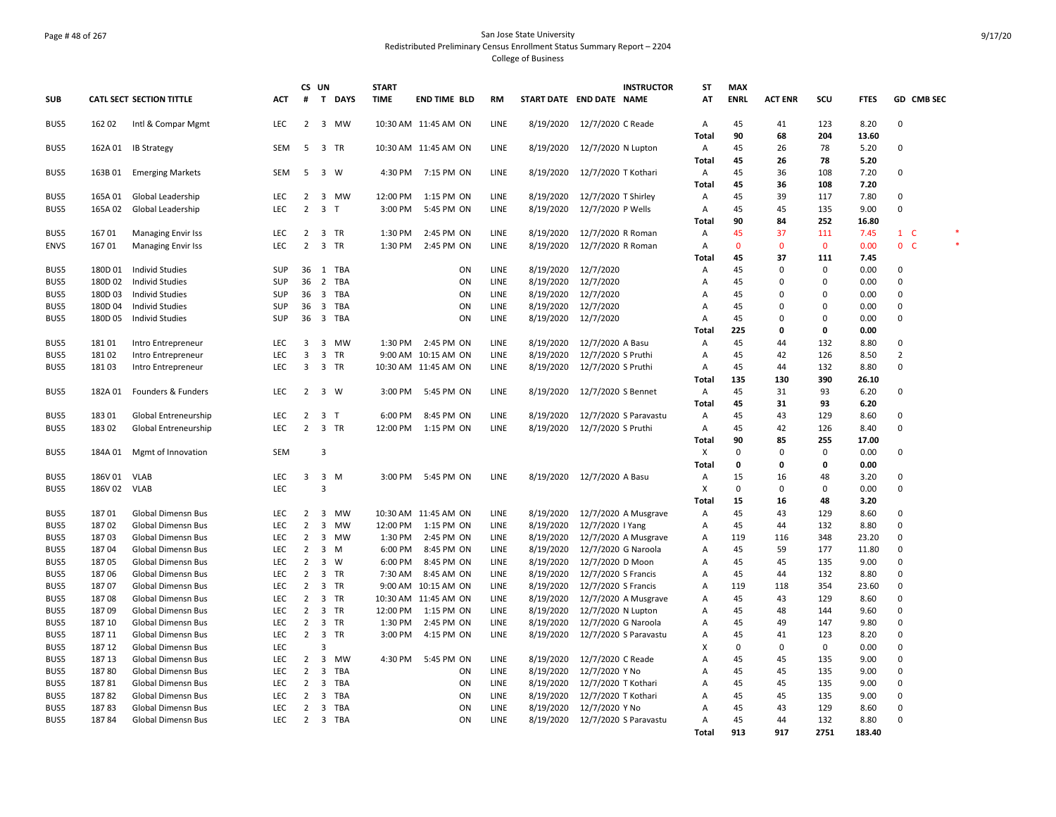San Jose State University
Redistributed Preliminary Census Enrollment Status Summary Report – 2204
College of Business

| SUB | CATL SECT | SECTION TITTLE | ACT | CS # | UN T | DAYS | START TIME | END TIME | BLD | RM | START DATE | END DATE | INSTRUCTOR NAME | ST AT | MAX ENRL | ACT ENR | SCU | FTES | GD | CMB SEC |
|---|---|---|---|---|---|---|---|---|---|---|---|---|---|---|---|---|---|---|---|---|
| BUS5 | 162 02 | Intl & Compar Mgmt | LEC | 2 | 3 | MW | 10:30 AM | 11:45 AM | ON | LINE | 8/19/2020 | 12/7/2020 | C Reade | A | 45 | 41 | 123 | 8.20 | 0 | |
| | | | | | | | | | | | | | | **Total** | **90** | **68** | **204** | **13.60** | | |
| BUS5 | 162A 01 | IB Strategy | SEM | 5 | 3 | TR | 10:30 AM | 11:45 AM | ON | LINE | 8/19/2020 | 12/7/2020 | N Lupton | A | 45 | 26 | 78 | 5.20 | 0 | |
| | | | | | | | | | | | | | | **Total** | **45** | **26** | **78** | **5.20** | | |
| BUS5 | 163B 01 | Emerging Markets | SEM | 5 | 3 | W | 4:30 PM | 7:15 PM | ON | LINE | 8/19/2020 | 12/7/2020 | T Kothari | A | 45 | 36 | 108 | 7.20 | 0 | |
| | | | | | | | | | | | | | | **Total** | **45** | **36** | **108** | **7.20** | | |
| BUS5 | 165A 01 | Global Leadership | LEC | 2 | 3 | MW | 12:00 PM | 1:15 PM | ON | LINE | 8/19/2020 | 12/7/2020 | T Shirley | A | 45 | 39 | 117 | 7.80 | 0 | |
| BUS5 | 165A 02 | Global Leadership | LEC | 2 | 3 | T | 3:00 PM | 5:45 PM | ON | LINE | 8/19/2020 | 12/7/2020 | P Wells | A | 45 | 45 | 135 | 9.00 | 0 | |
| | | | | | | | | | | | | | | **Total** | **90** | **84** | **252** | **16.80** | | |
| BUS5 | 167 01 | Managing Envir Iss | LEC | 2 | 3 | TR | 1:30 PM | 2:45 PM | ON | LINE | 8/19/2020 | 12/7/2020 | R Roman | A | 45 | 37 | 111 | 7.45 | 1 | C * |
| ENVS | 167 01 | Managing Envir Iss | LEC | 2 | 3 | TR | 1:30 PM | 2:45 PM | ON | LINE | 8/19/2020 | 12/7/2020 | R Roman | A | 0 | 0 | 0 | 0.00 | 0 | C * |
| | | | | | | | | | | | | | | **Total** | **45** | **37** | **111** | **7.45** | | |
| BUS5 | 180D 01 | Individ Studies | SUP | 36 | 1 | TBA | | | ON | LINE | 8/19/2020 | 12/7/2020 | | A | 45 | 0 | 0 | 0.00 | 0 | |
| BUS5 | 180D 02 | Individ Studies | SUP | 36 | 2 | TBA | | | ON | LINE | 8/19/2020 | 12/7/2020 | | A | 45 | 0 | 0 | 0.00 | 0 | |
| BUS5 | 180D 03 | Individ Studies | SUP | 36 | 3 | TBA | | | ON | LINE | 8/19/2020 | 12/7/2020 | | A | 45 | 0 | 0 | 0.00 | 0 | |
| BUS5 | 180D 04 | Individ Studies | SUP | 36 | 3 | TBA | | | ON | LINE | 8/19/2020 | 12/7/2020 | | A | 45 | 0 | 0 | 0.00 | 0 | |
| BUS5 | 180D 05 | Individ Studies | SUP | 36 | 3 | TBA | | | ON | LINE | 8/19/2020 | 12/7/2020 | | A | 45 | 0 | 0 | 0.00 | 0 | |
| | | | | | | | | | | | | | | **Total** | **225** | **0** | **0** | **0.00** | | |
| BUS5 | 181 01 | Intro Entrepreneur | LEC | 3 | 3 | MW | 1:30 PM | 2:45 PM | ON | LINE | 8/19/2020 | 12/7/2020 | A Basu | A | 45 | 44 | 132 | 8.80 | 0 | |
| BUS5 | 181 02 | Intro Entrepreneur | LEC | 3 | 3 | TR | 9:00 AM | 10:15 AM | ON | LINE | 8/19/2020 | 12/7/2020 | S Pruthi | A | 45 | 42 | 126 | 8.50 | 2 | |
| BUS5 | 181 03 | Intro Entrepreneur | LEC | 3 | 3 | TR | 10:30 AM | 11:45 AM | ON | LINE | 8/19/2020 | 12/7/2020 | S Pruthi | A | 45 | 44 | 132 | 8.80 | 0 | |
| | | | | | | | | | | | | | | **Total** | **135** | **130** | **390** | **26.10** | | |
| BUS5 | 182A 01 | Founders & Funders | LEC | 2 | 3 | W | 3:00 PM | 5:45 PM | ON | LINE | 8/19/2020 | 12/7/2020 | S Bennet | A | 45 | 31 | 93 | 6.20 | 0 | |
| | | | | | | | | | | | | | | **Total** | **45** | **31** | **93** | **6.20** | | |
| BUS5 | 183 01 | Global Entreneurship | LEC | 2 | 3 | T | 6:00 PM | 8:45 PM | ON | LINE | 8/19/2020 | 12/7/2020 | S Paravastu | A | 45 | 43 | 129 | 8.60 | 0 | |
| BUS5 | 183 02 | Global Entreneurship | LEC | 2 | 3 | TR | 12:00 PM | 1:15 PM | ON | LINE | 8/19/2020 | 12/7/2020 | S Pruthi | A | 45 | 42 | 126 | 8.40 | 0 | |
| | | | | | | | | | | | | | | **Total** | **90** | **85** | **255** | **17.00** | | |
| BUS5 | 184A 01 | Mgmt of Innovation | SEM | | 3 | | | | | | | | | X | 0 | 0 | 0 | 0.00 | 0 | |
| | | | | | | | | | | | | | | **Total** | **0** | **0** | **0** | **0.00** | | |
| BUS5 | 186V 01 | VLAB | LEC | 3 | 3 | M | 3:00 PM | 5:45 PM | ON | LINE | 8/19/2020 | 12/7/2020 | A Basu | A | 15 | 16 | 48 | 3.20 | 0 | |
| BUS5 | 186V 02 | VLAB | LEC | | 3 | | | | | | | | | X | 0 | 0 | 0 | 0.00 | 0 | |
| | | | | | | | | | | | | | | **Total** | **15** | **16** | **48** | **3.20** | | |
| BUS5 | 187 01 | Global Dimensn Bus | LEC | 2 | 3 | MW | 10:30 AM | 11:45 AM | ON | LINE | 8/19/2020 | 12/7/2020 | A Musgrave | A | 45 | 43 | 129 | 8.60 | 0 | |
| BUS5 | 187 02 | Global Dimensn Bus | LEC | 2 | 3 | MW | 12:00 PM | 1:15 PM | ON | LINE | 8/19/2020 | 12/7/2020 | I Yang | A | 45 | 44 | 132 | 8.80 | 0 | |
| BUS5 | 187 03 | Global Dimensn Bus | LEC | 2 | 3 | MW | 1:30 PM | 2:45 PM | ON | LINE | 8/19/2020 | 12/7/2020 | A Musgrave | A | 119 | 116 | 348 | 23.20 | 0 | |
| BUS5 | 187 04 | Global Dimensn Bus | LEC | 2 | 3 | M | 6:00 PM | 8:45 PM | ON | LINE | 8/19/2020 | 12/7/2020 | G Naroola | A | 45 | 59 | 177 | 11.80 | 0 | |
| BUS5 | 187 05 | Global Dimensn Bus | LEC | 2 | 3 | W | 6:00 PM | 8:45 PM | ON | LINE | 8/19/2020 | 12/7/2020 | D Moon | A | 45 | 45 | 135 | 9.00 | 0 | |
| BUS5 | 187 06 | Global Dimensn Bus | LEC | 2 | 3 | TR | 7:30 AM | 8:45 AM | ON | LINE | 8/19/2020 | 12/7/2020 | S Francis | A | 45 | 44 | 132 | 8.80 | 0 | |
| BUS5 | 187 07 | Global Dimensn Bus | LEC | 2 | 3 | TR | 9:00 AM | 10:15 AM | ON | LINE | 8/19/2020 | 12/7/2020 | S Francis | A | 119 | 118 | 354 | 23.60 | 0 | |
| BUS5 | 187 08 | Global Dimensn Bus | LEC | 2 | 3 | TR | 10:30 AM | 11:45 AM | ON | LINE | 8/19/2020 | 12/7/2020 | A Musgrave | A | 45 | 43 | 129 | 8.60 | 0 | |
| BUS5 | 187 09 | Global Dimensn Bus | LEC | 2 | 3 | TR | 12:00 PM | 1:15 PM | ON | LINE | 8/19/2020 | 12/7/2020 | N Lupton | A | 45 | 48 | 144 | 9.60 | 0 | |
| BUS5 | 187 10 | Global Dimensn Bus | LEC | 2 | 3 | TR | 1:30 PM | 2:45 PM | ON | LINE | 8/19/2020 | 12/7/2020 | G Naroola | A | 45 | 49 | 147 | 9.80 | 0 | |
| BUS5 | 187 11 | Global Dimensn Bus | LEC | 2 | 3 | TR | 3:00 PM | 4:15 PM | ON | LINE | 8/19/2020 | 12/7/2020 | S Paravastu | A | 45 | 41 | 123 | 8.20 | 0 | |
| BUS5 | 187 12 | Global Dimensn Bus | LEC | | 3 | | | | | | | | | X | 0 | 0 | 0 | 0.00 | 0 | |
| BUS5 | 187 13 | Global Dimensn Bus | LEC | 2 | 3 | MW | 4:30 PM | 5:45 PM | ON | LINE | 8/19/2020 | 12/7/2020 | C Reade | A | 45 | 45 | 135 | 9.00 | 0 | |
| BUS5 | 187 80 | Global Dimensn Bus | LEC | 2 | 3 | TBA | | | ON | LINE | 8/19/2020 | 12/7/2020 | Y No | A | 45 | 45 | 135 | 9.00 | 0 | |
| BUS5 | 187 81 | Global Dimensn Bus | LEC | 2 | 3 | TBA | | | ON | LINE | 8/19/2020 | 12/7/2020 | T Kothari | A | 45 | 45 | 135 | 9.00 | 0 | |
| BUS5 | 187 82 | Global Dimensn Bus | LEC | 2 | 3 | TBA | | | ON | LINE | 8/19/2020 | 12/7/2020 | T Kothari | A | 45 | 45 | 135 | 9.00 | 0 | |
| BUS5 | 187 83 | Global Dimensn Bus | LEC | 2 | 3 | TBA | | | ON | LINE | 8/19/2020 | 12/7/2020 | Y No | A | 45 | 43 | 129 | 8.60 | 0 | |
| BUS5 | 187 84 | Global Dimensn Bus | LEC | 2 | 3 | TBA | | | ON | LINE | 8/19/2020 | 12/7/2020 | S Paravastu | A | 45 | 44 | 132 | 8.80 | 0 | |
| | | | | | | | | | | | | | | **Total** | **913** | **917** | **2751** | **183.40** | | |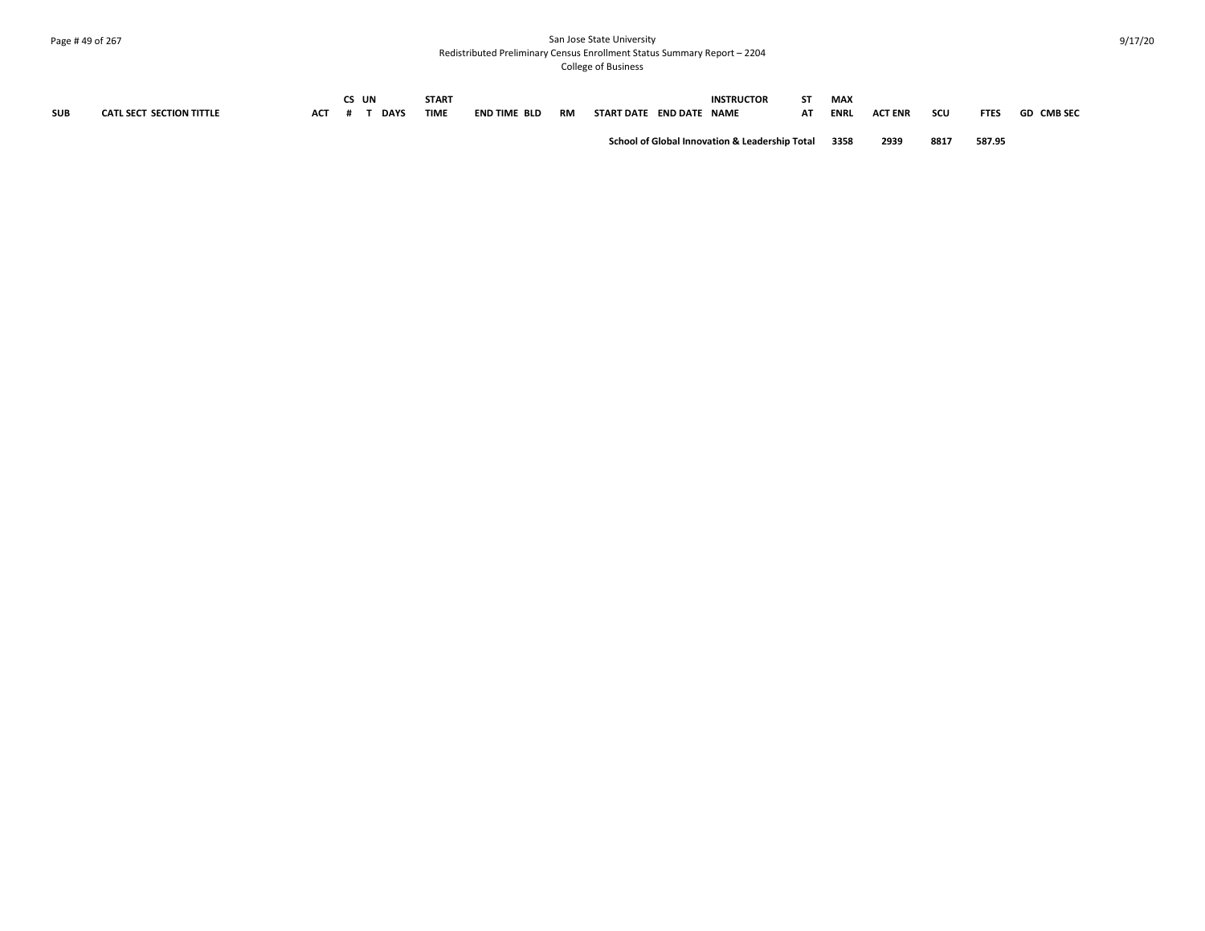| SUB | CATL SECT SECTION TITTLE | ACT | CS # | UN T | DAYS | START TIME | END TIME | BLD | RM | START DATE | END DATE | INSTRUCTOR NAME | ST AT | MAX ENRL | ACT ENR | SCU | FTES | GD | CMB SEC |
|---|---|---|---|---|---|---|---|---|---|---|---|---|---|---|---|---|---|---|---|
| | | | | | | | | | | **School of Global Innovation & Leadership Total** | | | | **3358** | **2939** | **8817** | **587.95** | | |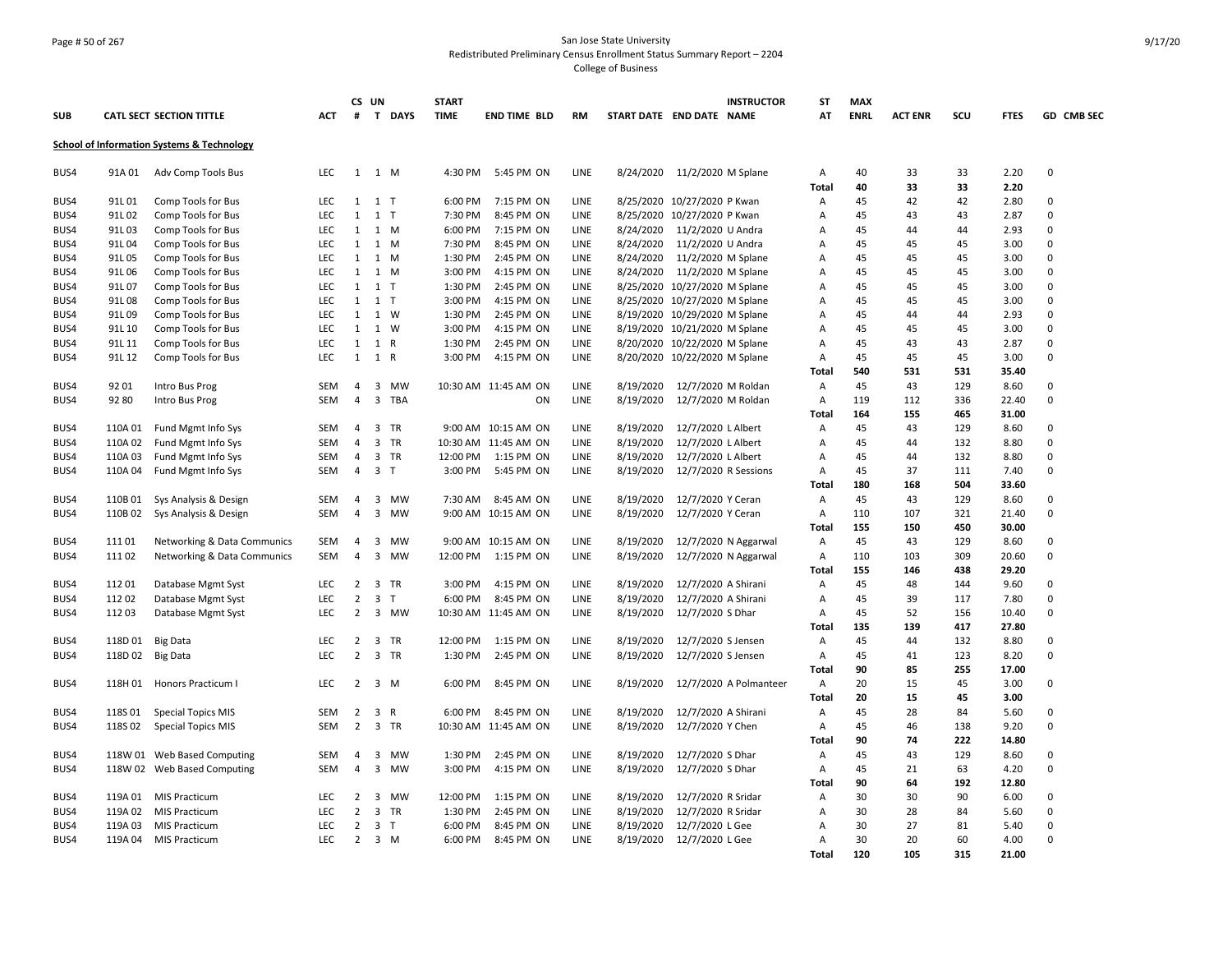San Jose State University
Redistributed Preliminary Census Enrollment Status Summary Report – 2204
College of Business

| SUB | CATL SECT SECTION TITTLE | ACT | CS # | UN T | DAYS | START TIME | END TIME BLD | RM | START DATE | END DATE | INSTRUCTOR NAME | ST AT | MAX ENRL | ACT ENR | SCU | FTES | GD CMB SEC |
|---|---|---|---|---|---|---|---|---|---|---|---|---|---|---|---|---|---|
| **School of Information Systems & Technology** | | | | | | | | | | | | | | | | | |
| BUS4 | 91A 01 Adv Comp Tools Bus | LEC | 1 | 1 | M | 4:30 PM | 5:45 PM ON | LINE | 8/24/2020 | 11/2/2020 | M Splane | A | 40 | 33 | 33 | 2.20 | 0 |
| | | | | | | | | | | | | Total | 40 | 33 | 33 | 2.20 | |
| BUS4 | 91L 01 Comp Tools for Bus | LEC | 1 | 1 | T | 6:00 PM | 7:15 PM ON | LINE | 8/25/2020 | 10/27/2020 | P Kwan | A | 45 | 42 | 42 | 2.80 | 0 |
| BUS4 | 91L 02 Comp Tools for Bus | LEC | 1 | 1 | T | 7:30 PM | 8:45 PM ON | LINE | 8/25/2020 | 10/27/2020 | P Kwan | A | 45 | 43 | 43 | 2.87 | 0 |
| BUS4 | 91L 03 Comp Tools for Bus | LEC | 1 | 1 | M | 6:00 PM | 7:15 PM ON | LINE | 8/24/2020 | 11/2/2020 | U Andra | A | 45 | 44 | 44 | 2.93 | 0 |
| BUS4 | 91L 04 Comp Tools for Bus | LEC | 1 | 1 | M | 7:30 PM | 8:45 PM ON | LINE | 8/24/2020 | 11/2/2020 | U Andra | A | 45 | 45 | 45 | 3.00 | 0 |
| BUS4 | 91L 05 Comp Tools for Bus | LEC | 1 | 1 | M | 1:30 PM | 2:45 PM ON | LINE | 8/24/2020 | 11/2/2020 | M Splane | A | 45 | 45 | 45 | 3.00 | 0 |
| BUS4 | 91L 06 Comp Tools for Bus | LEC | 1 | 1 | M | 3:00 PM | 4:15 PM ON | LINE | 8/24/2020 | 11/2/2020 | M Splane | A | 45 | 45 | 45 | 3.00 | 0 |
| BUS4 | 91L 07 Comp Tools for Bus | LEC | 1 | 1 | T | 1:30 PM | 2:45 PM ON | LINE | 8/25/2020 | 10/27/2020 | M Splane | A | 45 | 45 | 45 | 3.00 | 0 |
| BUS4 | 91L 08 Comp Tools for Bus | LEC | 1 | 1 | T | 3:00 PM | 4:15 PM ON | LINE | 8/25/2020 | 10/27/2020 | M Splane | A | 45 | 45 | 45 | 3.00 | 0 |
| BUS4 | 91L 09 Comp Tools for Bus | LEC | 1 | 1 | W | 1:30 PM | 2:45 PM ON | LINE | 8/19/2020 | 10/29/2020 | M Splane | A | 45 | 44 | 44 | 2.93 | 0 |
| BUS4 | 91L 10 Comp Tools for Bus | LEC | 1 | 1 | W | 3:00 PM | 4:15 PM ON | LINE | 8/19/2020 | 10/21/2020 | M Splane | A | 45 | 45 | 45 | 3.00 | 0 |
| BUS4 | 91L 11 Comp Tools for Bus | LEC | 1 | 1 | R | 1:30 PM | 2:45 PM ON | LINE | 8/20/2020 | 10/22/2020 | M Splane | A | 45 | 43 | 43 | 2.87 | 0 |
| BUS4 | 91L 12 Comp Tools for Bus | LEC | 1 | 1 | R | 3:00 PM | 4:15 PM ON | LINE | 8/20/2020 | 10/22/2020 | M Splane | A | 45 | 45 | 45 | 3.00 | 0 |
| | | | | | | | | | | | | Total | 540 | 531 | 531 | 35.40 | |
| BUS4 | 92 01 Intro Bus Prog | SEM | 4 | 3 | MW | 10:30 AM | 11:45 AM ON | LINE | 8/19/2020 | 12/7/2020 | M Roldan | A | 45 | 43 | 129 | 8.60 | 0 |
| BUS4 | 92 80 Intro Bus Prog | SEM | 4 | 3 | TBA | | ON | LINE | 8/19/2020 | 12/7/2020 | M Roldan | A | 119 | 112 | 336 | 22.40 | 0 |
| | | | | | | | | | | | | Total | 164 | 155 | 465 | 31.00 | |
| BUS4 | 110A 01 Fund Mgmt Info Sys | SEM | 4 | 3 | TR | 9:00 AM | 10:15 AM ON | LINE | 8/19/2020 | 12/7/2020 | L Albert | A | 45 | 43 | 129 | 8.60 | 0 |
| BUS4 | 110A 02 Fund Mgmt Info Sys | SEM | 4 | 3 | TR | 10:30 AM | 11:45 AM ON | LINE | 8/19/2020 | 12/7/2020 | L Albert | A | 45 | 44 | 132 | 8.80 | 0 |
| BUS4 | 110A 03 Fund Mgmt Info Sys | SEM | 4 | 3 | TR | 12:00 PM | 1:15 PM ON | LINE | 8/19/2020 | 12/7/2020 | L Albert | A | 45 | 44 | 132 | 8.80 | 0 |
| BUS4 | 110A 04 Fund Mgmt Info Sys | SEM | 4 | 3 | T | 3:00 PM | 5:45 PM ON | LINE | 8/19/2020 | 12/7/2020 | R Sessions | A | 45 | 37 | 111 | 7.40 | 0 |
| | | | | | | | | | | | | Total | 180 | 168 | 504 | 33.60 | |
| BUS4 | 110B 01 Sys Analysis & Design | SEM | 4 | 3 | MW | 7:30 AM | 8:45 AM ON | LINE | 8/19/2020 | 12/7/2020 | Y Ceran | A | 45 | 43 | 129 | 8.60 | 0 |
| BUS4 | 110B 02 Sys Analysis & Design | SEM | 4 | 3 | MW | 9:00 AM | 10:15 AM ON | LINE | 8/19/2020 | 12/7/2020 | Y Ceran | A | 110 | 107 | 321 | 21.40 | 0 |
| | | | | | | | | | | | | Total | 155 | 150 | 450 | 30.00 | |
| BUS4 | 111 01 Networking & Data Communics | SEM | 4 | 3 | MW | 9:00 AM | 10:15 AM ON | LINE | 8/19/2020 | 12/7/2020 | N Aggarwal | A | 45 | 43 | 129 | 8.60 | 0 |
| BUS4 | 111 02 Networking & Data Communics | SEM | 4 | 3 | MW | 12:00 PM | 1:15 PM ON | LINE | 8/19/2020 | 12/7/2020 | N Aggarwal | A | 110 | 103 | 309 | 20.60 | 0 |
| | | | | | | | | | | | | Total | 155 | 146 | 438 | 29.20 | |
| BUS4 | 112 01 Database Mgmt Syst | LEC | 2 | 3 | TR | 3:00 PM | 4:15 PM ON | LINE | 8/19/2020 | 12/7/2020 | A Shirani | A | 45 | 48 | 144 | 9.60 | 0 |
| BUS4 | 112 02 Database Mgmt Syst | LEC | 2 | 3 | T | 6:00 PM | 8:45 PM ON | LINE | 8/19/2020 | 12/7/2020 | A Shirani | A | 45 | 39 | 117 | 7.80 | 0 |
| BUS4 | 112 03 Database Mgmt Syst | LEC | 2 | 3 | MW | 10:30 AM | 11:45 AM ON | LINE | 8/19/2020 | 12/7/2020 | S Dhar | A | 45 | 52 | 156 | 10.40 | 0 |
| | | | | | | | | | | | | Total | 135 | 139 | 417 | 27.80 | |
| BUS4 | 118D 01 Big Data | LEC | 2 | 3 | TR | 12:00 PM | 1:15 PM ON | LINE | 8/19/2020 | 12/7/2020 | S Jensen | A | 45 | 44 | 132 | 8.80 | 0 |
| BUS4 | 118D 02 Big Data | LEC | 2 | 3 | TR | 1:30 PM | 2:45 PM ON | LINE | 8/19/2020 | 12/7/2020 | S Jensen | A | 45 | 41 | 123 | 8.20 | 0 |
| | | | | | | | | | | | | Total | 90 | 85 | 255 | 17.00 | |
| BUS4 | 118H 01 Honors Practicum I | LEC | 2 | 3 | M | 6:00 PM | 8:45 PM ON | LINE | 8/19/2020 | 12/7/2020 | A Polmanteer | A | 20 | 15 | 45 | 3.00 | 0 |
| | | | | | | | | | | | | Total | 20 | 15 | 45 | 3.00 | |
| BUS4 | 118S 01 Special Topics MIS | SEM | 2 | 3 | R | 6:00 PM | 8:45 PM ON | LINE | 8/19/2020 | 12/7/2020 | A Shirani | A | 45 | 28 | 84 | 5.60 | 0 |
| BUS4 | 118S 02 Special Topics MIS | SEM | 2 | 3 | TR | 10:30 AM | 11:45 AM ON | LINE | 8/19/2020 | 12/7/2020 | Y Chen | A | 45 | 46 | 138 | 9.20 | 0 |
| | | | | | | | | | | | | Total | 90 | 74 | 222 | 14.80 | |
| BUS4 | 118W 01 Web Based Computing | SEM | 4 | 3 | MW | 1:30 PM | 2:45 PM ON | LINE | 8/19/2020 | 12/7/2020 | S Dhar | A | 45 | 43 | 129 | 8.60 | 0 |
| BUS4 | 118W 02 Web Based Computing | SEM | 4 | 3 | MW | 3:00 PM | 4:15 PM ON | LINE | 8/19/2020 | 12/7/2020 | S Dhar | A | 45 | 21 | 63 | 4.20 | 0 |
| | | | | | | | | | | | | Total | 90 | 64 | 192 | 12.80 | |
| BUS4 | 119A 01 MIS Practicum | LEC | 2 | 3 | MW | 12:00 PM | 1:15 PM ON | LINE | 8/19/2020 | 12/7/2020 | R Sridar | A | 30 | 30 | 90 | 6.00 | 0 |
| BUS4 | 119A 02 MIS Practicum | LEC | 2 | 3 | TR | 1:30 PM | 2:45 PM ON | LINE | 8/19/2020 | 12/7/2020 | R Sridar | A | 30 | 28 | 84 | 5.60 | 0 |
| BUS4 | 119A 03 MIS Practicum | LEC | 2 | 3 | T | 6:00 PM | 8:45 PM ON | LINE | 8/19/2020 | 12/7/2020 | L Gee | A | 30 | 27 | 81 | 5.40 | 0 |
| BUS4 | 119A 04 MIS Practicum | LEC | 2 | 3 | M | 6:00 PM | 8:45 PM ON | LINE | 8/19/2020 | 12/7/2020 | L Gee | A | 30 | 20 | 60 | 4.00 | 0 |
| | | | | | | | | | | | | Total | 120 | 105 | 315 | 21.00 | |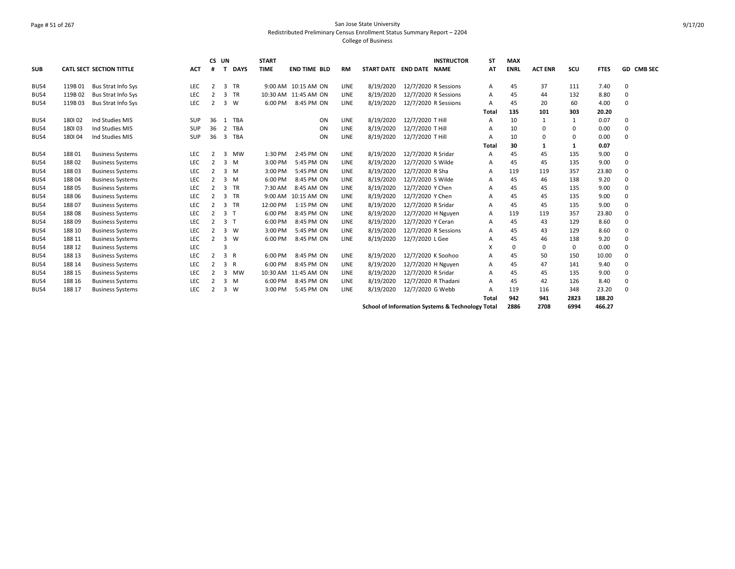San Jose State University
Redistributed Preliminary Census Enrollment Status Summary Report – 2204
College of Business

| SUB | CATL SECT | SECTION TITTLE | ACT | CS # | UN T | DAYS | START TIME | END TIME | BLD | RM | START DATE | END DATE | INSTRUCTOR NAME | ST AT | MAX ENRL | ACT ENR | SCU | FTES | GD | CMB SEC |
|---|---|---|---|---|---|---|---|---|---|---|---|---|---|---|---|---|---|---|---|---|
| BUS4 | 119B 01 | Bus Strat Info Sys | LEC | 2 | 3 | TR | 9:00 AM | 10:15 AM | ON | LINE | 8/19/2020 | 12/7/2020 | R Sessions | A | 45 | 37 | 111 | 7.40 | 0 | |
| BUS4 | 119B 02 | Bus Strat Info Sys | LEC | 2 | 3 | TR | 10:30 AM | 11:45 AM | ON | LINE | 8/19/2020 | 12/7/2020 | R Sessions | A | 45 | 44 | 132 | 8.80 | 0 | |
| BUS4 | 119B 03 | Bus Strat Info Sys | LEC | 2 | 3 | W | 6:00 PM | 8:45 PM | ON | LINE | 8/19/2020 | 12/7/2020 | R Sessions | A | 45 | 20 | 60 | 4.00 | 0 | |
| | | | | | | | | | | | | | | **Total** | **135** | **101** | **303** | **20.20** | | |
| BUS4 | 180I 02 | Ind Studies MIS | SUP | 36 | 1 | TBA | | | ON | LINE | 8/19/2020 | 12/7/2020 | T Hill | A | 10 | 1 | 1 | 0.07 | 0 | |
| BUS4 | 180I 03 | Ind Studies MIS | SUP | 36 | 2 | TBA | | | ON | LINE | 8/19/2020 | 12/7/2020 | T Hill | A | 10 | 0 | 0 | 0.00 | 0 | |
| BUS4 | 180I 04 | Ind Studies MIS | SUP | 36 | 3 | TBA | | | ON | LINE | 8/19/2020 | 12/7/2020 | T Hill | A | 10 | 0 | 0 | 0.00 | 0 | |
| | | | | | | | | | | | | | | **Total** | **30** | **1** | **1** | **0.07** | | |
| BUS4 | 188 01 | Business Systems | LEC | 2 | 3 | MW | 1:30 PM | 2:45 PM | ON | LINE | 8/19/2020 | 12/7/2020 | R Sridar | A | 45 | 45 | 135 | 9.00 | 0 | |
| BUS4 | 188 02 | Business Systems | LEC | 2 | 3 | M | 3:00 PM | 5:45 PM | ON | LINE | 8/19/2020 | 12/7/2020 | S Wilde | A | 45 | 45 | 135 | 9.00 | 0 | |
| BUS4 | 188 03 | Business Systems | LEC | 2 | 3 | M | 3:00 PM | 5:45 PM | ON | LINE | 8/19/2020 | 12/7/2020 | R Sha | A | 119 | 119 | 357 | 23.80 | 0 | |
| BUS4 | 188 04 | Business Systems | LEC | 2 | 3 | M | 6:00 PM | 8:45 PM | ON | LINE | 8/19/2020 | 12/7/2020 | S Wilde | A | 45 | 46 | 138 | 9.20 | 0 | |
| BUS4 | 188 05 | Business Systems | LEC | 2 | 3 | TR | 7:30 AM | 8:45 AM | ON | LINE | 8/19/2020 | 12/7/2020 | Y Chen | A | 45 | 45 | 135 | 9.00 | 0 | |
| BUS4 | 188 06 | Business Systems | LEC | 2 | 3 | TR | 9:00 AM | 10:15 AM | ON | LINE | 8/19/2020 | 12/7/2020 | Y Chen | A | 45 | 45 | 135 | 9.00 | 0 | |
| BUS4 | 188 07 | Business Systems | LEC | 2 | 3 | TR | 12:00 PM | 1:15 PM | ON | LINE | 8/19/2020 | 12/7/2020 | R Sridar | A | 45 | 45 | 135 | 9.00 | 0 | |
| BUS4 | 188 08 | Business Systems | LEC | 2 | 3 | T | 6:00 PM | 8:45 PM | ON | LINE | 8/19/2020 | 12/7/2020 | H Nguyen | A | 119 | 119 | 357 | 23.80 | 0 | |
| BUS4 | 188 09 | Business Systems | LEC | 2 | 3 | T | 6:00 PM | 8:45 PM | ON | LINE | 8/19/2020 | 12/7/2020 | Y Ceran | A | 45 | 43 | 129 | 8.60 | 0 | |
| BUS4 | 188 10 | Business Systems | LEC | 2 | 3 | W | 3:00 PM | 5:45 PM | ON | LINE | 8/19/2020 | 12/7/2020 | R Sessions | A | 45 | 43 | 129 | 8.60 | 0 | |
| BUS4 | 188 11 | Business Systems | LEC | 2 | 3 | W | 6:00 PM | 8:45 PM | ON | LINE | 8/19/2020 | 12/7/2020 | L Gee | A | 45 | 46 | 138 | 9.20 | 0 | |
| BUS4 | 188 12 | Business Systems | LEC | | 3 | | | | | | | | | X | 0 | 0 | 0 | 0.00 | 0 | |
| BUS4 | 188 13 | Business Systems | LEC | 2 | 3 | R | 6:00 PM | 8:45 PM | ON | LINE | 8/19/2020 | 12/7/2020 | K Soohoo | A | 45 | 50 | 150 | 10.00 | 0 | |
| BUS4 | 188 14 | Business Systems | LEC | 2 | 3 | R | 6:00 PM | 8:45 PM | ON | LINE | 8/19/2020 | 12/7/2020 | H Nguyen | A | 45 | 47 | 141 | 9.40 | 0 | |
| BUS4 | 188 15 | Business Systems | LEC | 2 | 3 | MW | 10:30 AM | 11:45 AM | ON | LINE | 8/19/2020 | 12/7/2020 | R Sridar | A | 45 | 45 | 135 | 9.00 | 0 | |
| BUS4 | 188 16 | Business Systems | LEC | 2 | 3 | M | 6:00 PM | 8:45 PM | ON | LINE | 8/19/2020 | 12/7/2020 | R Thadani | A | 45 | 42 | 126 | 8.40 | 0 | |
| BUS4 | 188 17 | Business Systems | LEC | 2 | 3 | W | 3:00 PM | 5:45 PM | ON | LINE | 8/19/2020 | 12/7/2020 | G Webb | A | 119 | 116 | 348 | 23.20 | 0 | |
| | | | | | | | | | | | | | | **Total** | **942** | **941** | **2823** | **188.20** | | |
| | | | | | | | | | | | **School of Information Systems & Technology Total** | | | | **2886** | **2708** | **6994** | **466.27** | | |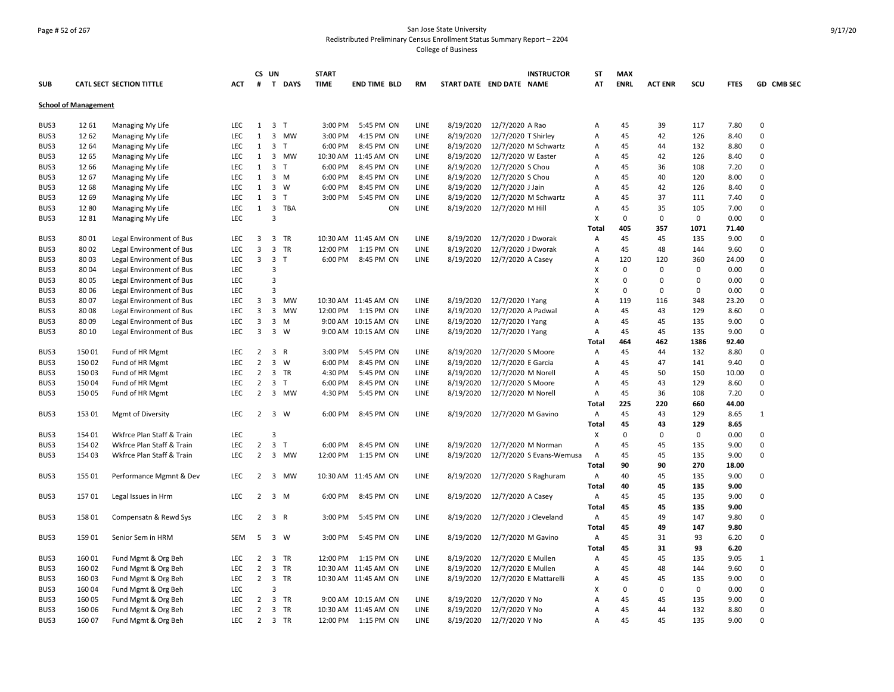San Jose State University
Redistributed Preliminary Census Enrollment Status Summary Report – 2204
College of Business

| SUB | CATL SECT | SECTION TITTLE | ACT | CS # | UN T | DAYS | START TIME | END TIME | BLD | RM | START DATE | END DATE | INSTRUCTOR NAME | ST AT | MAX ENRL | ACT ENR | SCU | FTES | GD | CMB SEC |
|---|---|---|---|---|---|---|---|---|---|---|---|---|---|---|---|---|---|---|---|---|
| **School of Management** | | | | | | | | | | | | | | | | | | | | |
| BUS3 | 12 61 | Managing My Life | LEC | 1 | 3 | T | 3:00 PM | 5:45 PM | ON | LINE | 8/19/2020 | 12/7/2020 | A Rao | A | 45 | 39 | 117 | 7.80 | 0 | |
| BUS3 | 12 62 | Managing My Life | LEC | 1 | 3 | MW | 3:00 PM | 4:15 PM | ON | LINE | 8/19/2020 | 12/7/2020 | T Shirley | A | 45 | 42 | 126 | 8.40 | 0 | |
| BUS3 | 12 64 | Managing My Life | LEC | 1 | 3 | T | 6:00 PM | 8:45 PM | ON | LINE | 8/19/2020 | 12/7/2020 | M Schwartz | A | 45 | 44 | 132 | 8.80 | 0 | |
| BUS3 | 12 65 | Managing My Life | LEC | 1 | 3 | MW | 10:30 AM | 11:45 AM | ON | LINE | 8/19/2020 | 12/7/2020 | W Easter | A | 45 | 42 | 126 | 8.40 | 0 | |
| BUS3 | 12 66 | Managing My Life | LEC | 1 | 3 | T | 6:00 PM | 8:45 PM | ON | LINE | 8/19/2020 | 12/7/2020 | S Chou | A | 45 | 36 | 108 | 7.20 | 0 | |
| BUS3 | 12 67 | Managing My Life | LEC | 1 | 3 | M | 6:00 PM | 8:45 PM | ON | LINE | 8/19/2020 | 12/7/2020 | S Chou | A | 45 | 40 | 120 | 8.00 | 0 | |
| BUS3 | 12 68 | Managing My Life | LEC | 1 | 3 | W | 6:00 PM | 8:45 PM | ON | LINE | 8/19/2020 | 12/7/2020 | J Jain | A | 45 | 42 | 126 | 8.40 | 0 | |
| BUS3 | 12 69 | Managing My Life | LEC | 1 | 3 | T | 3:00 PM | 5:45 PM | ON | LINE | 8/19/2020 | 12/7/2020 | M Schwartz | A | 45 | 37 | 111 | 7.40 | 0 | |
| BUS3 | 12 80 | Managing My Life | LEC | 1 | 3 | TBA | | | ON | LINE | 8/19/2020 | 12/7/2020 | M Hill | A | 45 | 35 | 105 | 7.00 | 0 | |
| BUS3 | 12 81 | Managing My Life | LEC | | 3 | | | | | | | | | X | 0 | 0 | 0 | 0.00 | 0 | |
| | | | | | | | | | | | | | | **Total** | **405** | **357** | **1071** | **71.40** | | |
| BUS3 | 80 01 | Legal Environment of Bus | LEC | 3 | 3 | TR | 10:30 AM | 11:45 AM | ON | LINE | 8/19/2020 | 12/7/2020 | J Dworak | A | 45 | 45 | 135 | 9.00 | 0 | |
| BUS3 | 80 02 | Legal Environment of Bus | LEC | 3 | 3 | TR | 12:00 PM | 1:15 PM | ON | LINE | 8/19/2020 | 12/7/2020 | J Dworak | A | 45 | 48 | 144 | 9.60 | 0 | |
| BUS3 | 80 03 | Legal Environment of Bus | LEC | 3 | 3 | T | 6:00 PM | 8:45 PM | ON | LINE | 8/19/2020 | 12/7/2020 | A Casey | A | 120 | 120 | 360 | 24.00 | 0 | |
| BUS3 | 80 04 | Legal Environment of Bus | LEC | | 3 | | | | | | | | | X | 0 | 0 | 0 | 0.00 | 0 | |
| BUS3 | 80 05 | Legal Environment of Bus | LEC | | 3 | | | | | | | | | X | 0 | 0 | 0 | 0.00 | 0 | |
| BUS3 | 80 06 | Legal Environment of Bus | LEC | | 3 | | | | | | | | | X | 0 | 0 | 0 | 0.00 | 0 | |
| BUS3 | 80 07 | Legal Environment of Bus | LEC | 3 | 3 | MW | 10:30 AM | 11:45 AM | ON | LINE | 8/19/2020 | 12/7/2020 | I Yang | A | 119 | 116 | 348 | 23.20 | 0 | |
| BUS3 | 80 08 | Legal Environment of Bus | LEC | 3 | 3 | MW | 12:00 PM | 1:15 PM | ON | LINE | 8/19/2020 | 12/7/2020 | A Padwal | A | 45 | 43 | 129 | 8.60 | 0 | |
| BUS3 | 80 09 | Legal Environment of Bus | LEC | 3 | 3 | M | 9:00 AM | 10:15 AM | ON | LINE | 8/19/2020 | 12/7/2020 | I Yang | A | 45 | 45 | 135 | 9.00 | 0 | |
| BUS3 | 80 10 | Legal Environment of Bus | LEC | 3 | 3 | W | 9:00 AM | 10:15 AM | ON | LINE | 8/19/2020 | 12/7/2020 | I Yang | A | 45 | 45 | 135 | 9.00 | 0 | |
| | | | | | | | | | | | | | | **Total** | **464** | **462** | **1386** | **92.40** | | |
| BUS3 | 150 01 | Fund of HR Mgmt | LEC | 2 | 3 | R | 3:00 PM | 5:45 PM | ON | LINE | 8/19/2020 | 12/7/2020 | S Moore | A | 45 | 44 | 132 | 8.80 | 0 | |
| BUS3 | 150 02 | Fund of HR Mgmt | LEC | 2 | 3 | W | 6:00 PM | 8:45 PM | ON | LINE | 8/19/2020 | 12/7/2020 | E Garcia | A | 45 | 47 | 141 | 9.40 | 0 | |
| BUS3 | 150 03 | Fund of HR Mgmt | LEC | 2 | 3 | TR | 4:30 PM | 5:45 PM | ON | LINE | 8/19/2020 | 12/7/2020 | M Norell | A | 45 | 50 | 150 | 10.00 | 0 | |
| BUS3 | 150 04 | Fund of HR Mgmt | LEC | 2 | 3 | T | 6:00 PM | 8:45 PM | ON | LINE | 8/19/2020 | 12/7/2020 | S Moore | A | 45 | 43 | 129 | 8.60 | 0 | |
| BUS3 | 150 05 | Fund of HR Mgmt | LEC | 2 | 3 | MW | 4:30 PM | 5:45 PM | ON | LINE | 8/19/2020 | 12/7/2020 | M Norell | A | 45 | 36 | 108 | 7.20 | 0 | |
| | | | | | | | | | | | | | | **Total** | **225** | **220** | **660** | **44.00** | | |
| BUS3 | 153 01 | Mgmt of Diversity | LEC | 2 | 3 | W | 6:00 PM | 8:45 PM | ON | LINE | 8/19/2020 | 12/7/2020 | M Gavino | A | 45 | 43 | 129 | 8.65 | 1 | |
| | | | | | | | | | | | | | | **Total** | **45** | **43** | **129** | **8.65** | | |
| BUS3 | 154 01 | Wkfrce Plan Staff & Train | LEC | | 3 | | | | | | | | | X | 0 | 0 | 0 | 0.00 | 0 | |
| BUS3 | 154 02 | Wkfrce Plan Staff & Train | LEC | 2 | 3 | T | 6:00 PM | 8:45 PM | ON | LINE | 8/19/2020 | 12/7/2020 | M Norman | A | 45 | 45 | 135 | 9.00 | 0 | |
| BUS3 | 154 03 | Wkfrce Plan Staff & Train | LEC | 2 | 3 | MW | 12:00 PM | 1:15 PM | ON | LINE | 8/19/2020 | 12/7/2020 | S Evans-Wemusa | A | 45 | 45 | 135 | 9.00 | 0 | |
| | | | | | | | | | | | | | | **Total** | **90** | **90** | **270** | **18.00** | | |
| BUS3 | 155 01 | Performance Mgmnt & Dev | LEC | 2 | 3 | MW | 10:30 AM | 11:45 AM | ON | LINE | 8/19/2020 | 12/7/2020 | S Raghuram | A | 40 | 45 | 135 | 9.00 | 0 | |
| | | | | | | | | | | | | | | **Total** | **40** | **45** | **135** | **9.00** | | |
| BUS3 | 157 01 | Legal Issues in Hrm | LEC | 2 | 3 | M | 6:00 PM | 8:45 PM | ON | LINE | 8/19/2020 | 12/7/2020 | A Casey | A | 45 | 45 | 135 | 9.00 | 0 | |
| | | | | | | | | | | | | | | **Total** | **45** | **45** | **135** | **9.00** | | |
| BUS3 | 158 01 | Compensatn & Rewd Sys | LEC | 2 | 3 | R | 3:00 PM | 5:45 PM | ON | LINE | 8/19/2020 | 12/7/2020 | J Cleveland | A | 45 | 49 | 147 | 9.80 | 0 | |
| | | | | | | | | | | | | | | **Total** | **45** | **49** | **147** | **9.80** | | |
| BUS3 | 159 01 | Senior Sem in HRM | SEM | 5 | 3 | W | 3:00 PM | 5:45 PM | ON | LINE | 8/19/2020 | 12/7/2020 | M Gavino | A | 45 | 31 | 93 | 6.20 | 0 | |
| | | | | | | | | | | | | | | **Total** | **45** | **31** | **93** | **6.20** | | |
| BUS3 | 160 01 | Fund Mgmt & Org Beh | LEC | 2 | 3 | TR | 12:00 PM | 1:15 PM | ON | LINE | 8/19/2020 | 12/7/2020 | E Mullen | A | 45 | 45 | 135 | 9.05 | 1 | |
| BUS3 | 160 02 | Fund Mgmt & Org Beh | LEC | 2 | 3 | TR | 10:30 AM | 11:45 AM | ON | LINE | 8/19/2020 | 12/7/2020 | E Mullen | A | 45 | 48 | 144 | 9.60 | 0 | |
| BUS3 | 160 03 | Fund Mgmt & Org Beh | LEC | 2 | 3 | TR | 10:30 AM | 11:45 AM | ON | LINE | 8/19/2020 | 12/7/2020 | E Mattarelli | A | 45 | 45 | 135 | 9.00 | 0 | |
| BUS3 | 160 04 | Fund Mgmt & Org Beh | LEC | | 3 | | | | | | | | | X | 0 | 0 | 0 | 0.00 | 0 | |
| BUS3 | 160 05 | Fund Mgmt & Org Beh | LEC | 2 | 3 | TR | 9:00 AM | 10:15 AM | ON | LINE | 8/19/2020 | 12/7/2020 | Y No | A | 45 | 45 | 135 | 9.00 | 0 | |
| BUS3 | 160 06 | Fund Mgmt & Org Beh | LEC | 2 | 3 | TR | 10:30 AM | 11:45 AM | ON | LINE | 8/19/2020 | 12/7/2020 | Y No | A | 45 | 44 | 132 | 8.80 | 0 | |
| BUS3 | 160 07 | Fund Mgmt & Org Beh | LEC | 2 | 3 | TR | 12:00 PM | 1:15 PM | ON | LINE | 8/19/2020 | 12/7/2020 | Y No | A | 45 | 45 | 135 | 9.00 | 0 | |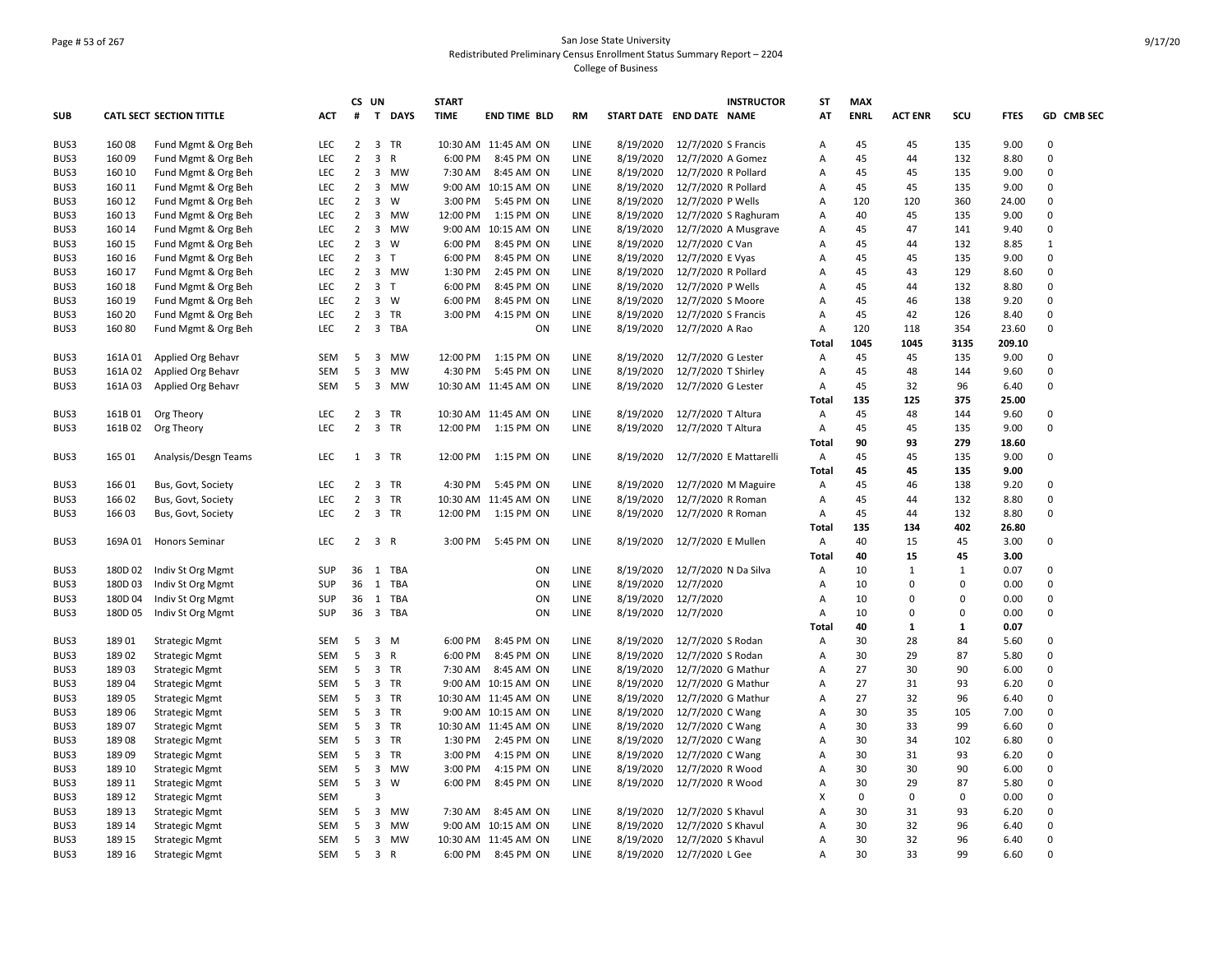San Jose State University
Redistributed Preliminary Census Enrollment Status Summary Report – 2204
College of Business

| SUB | CATL SECT | SECTION TITTLE | ACT | CS # | UN T | DAYS | START TIME | END TIME | BLD | RM | START DATE | END DATE | INSTRUCTOR NAME | ST AT | MAX ENRL | ACT ENR | SCU | FTES | GD | CMB SEC |
|---|---|---|---|---|---|---|---|---|---|---|---|---|---|---|---|---|---|---|---|---|
| BUS3 | 160 08 | Fund Mgmt & Org Beh | LEC | 2 | 3 | TR | 10:30 AM | 11:45 AM | ON | LINE | 8/19/2020 | 12/7/2020 | S Francis | A | 45 | 45 | 135 | 9.00 | 0 | |
| BUS3 | 160 09 | Fund Mgmt & Org Beh | LEC | 2 | 3 | R | 6:00 PM | 8:45 PM | ON | LINE | 8/19/2020 | 12/7/2020 | A Gomez | A | 45 | 44 | 132 | 8.80 | 0 | |
| BUS3 | 160 10 | Fund Mgmt & Org Beh | LEC | 2 | 3 | MW | 7:30 AM | 8:45 AM | ON | LINE | 8/19/2020 | 12/7/2020 | R Pollard | A | 45 | 45 | 135 | 9.00 | 0 | |
| BUS3 | 160 11 | Fund Mgmt & Org Beh | LEC | 2 | 3 | MW | 9:00 AM | 10:15 AM | ON | LINE | 8/19/2020 | 12/7/2020 | R Pollard | A | 45 | 45 | 135 | 9.00 | 0 | |
| BUS3 | 160 12 | Fund Mgmt & Org Beh | LEC | 2 | 3 | W | 3:00 PM | 5:45 PM | ON | LINE | 8/19/2020 | 12/7/2020 | P Wells | A | 120 | 120 | 360 | 24.00 | 0 | |
| BUS3 | 160 13 | Fund Mgmt & Org Beh | LEC | 2 | 3 | MW | 12:00 PM | 1:15 PM | ON | LINE | 8/19/2020 | 12/7/2020 | S Raghuram | A | 40 | 45 | 135 | 9.00 | 0 | |
| BUS3 | 160 14 | Fund Mgmt & Org Beh | LEC | 2 | 3 | MW | 9:00 AM | 10:15 AM | ON | LINE | 8/19/2020 | 12/7/2020 | A Musgrave | A | 45 | 47 | 141 | 9.40 | 0 | |
| BUS3 | 160 15 | Fund Mgmt & Org Beh | LEC | 2 | 3 | W | 6:00 PM | 8:45 PM | ON | LINE | 8/19/2020 | 12/7/2020 | C Van | A | 45 | 44 | 132 | 8.85 | 1 | |
| BUS3 | 160 16 | Fund Mgmt & Org Beh | LEC | 2 | 3 | T | 6:00 PM | 8:45 PM | ON | LINE | 8/19/2020 | 12/7/2020 | E Vyas | A | 45 | 45 | 135 | 9.00 | 0 | |
| BUS3 | 160 17 | Fund Mgmt & Org Beh | LEC | 2 | 3 | MW | 1:30 PM | 2:45 PM | ON | LINE | 8/19/2020 | 12/7/2020 | R Pollard | A | 45 | 43 | 129 | 8.60 | 0 | |
| BUS3 | 160 18 | Fund Mgmt & Org Beh | LEC | 2 | 3 | T | 6:00 PM | 8:45 PM | ON | LINE | 8/19/2020 | 12/7/2020 | P Wells | A | 45 | 44 | 132 | 8.80 | 0 | |
| BUS3 | 160 19 | Fund Mgmt & Org Beh | LEC | 2 | 3 | W | 6:00 PM | 8:45 PM | ON | LINE | 8/19/2020 | 12/7/2020 | S Moore | A | 45 | 46 | 138 | 9.20 | 0 | |
| BUS3 | 160 20 | Fund Mgmt & Org Beh | LEC | 2 | 3 | TR | 3:00 PM | 4:15 PM | ON | LINE | 8/19/2020 | 12/7/2020 | S Francis | A | 45 | 42 | 126 | 8.40 | 0 | |
| BUS3 | 160 80 | Fund Mgmt & Org Beh | LEC | 2 | 3 | TBA | | | ON | LINE | 8/19/2020 | 12/7/2020 | A Rao | A | 120 | 118 | 354 | 23.60 | 0 | |
| | | | | | | | | | | | | | | **Total** | **1045** | **1045** | **3135** | **209.10** | | |
| BUS3 | 161A 01 | Applied Org Behavr | SEM | 5 | 3 | MW | 12:00 PM | 1:15 PM | ON | LINE | 8/19/2020 | 12/7/2020 | G Lester | A | 45 | 45 | 135 | 9.00 | 0 | |
| BUS3 | 161A 02 | Applied Org Behavr | SEM | 5 | 3 | MW | 4:30 PM | 5:45 PM | ON | LINE | 8/19/2020 | 12/7/2020 | T Shirley | A | 45 | 48 | 144 | 9.60 | 0 | |
| BUS3 | 161A 03 | Applied Org Behavr | SEM | 5 | 3 | MW | 10:30 AM | 11:45 AM | ON | LINE | 8/19/2020 | 12/7/2020 | G Lester | A | 45 | 32 | 96 | 6.40 | 0 | |
| | | | | | | | | | | | | | | **Total** | **135** | **125** | **375** | **25.00** | | |
| BUS3 | 161B 01 | Org Theory | LEC | 2 | 3 | TR | 10:30 AM | 11:45 AM | ON | LINE | 8/19/2020 | 12/7/2020 | T Altura | A | 45 | 48 | 144 | 9.60 | 0 | |
| BUS3 | 161B 02 | Org Theory | LEC | 2 | 3 | TR | 12:00 PM | 1:15 PM | ON | LINE | 8/19/2020 | 12/7/2020 | T Altura | A | 45 | 45 | 135 | 9.00 | 0 | |
| | | | | | | | | | | | | | | **Total** | **90** | **93** | **279** | **18.60** | | |
| BUS3 | 165 01 | Analysis/Desgn Teams | LEC | 1 | 3 | TR | 12:00 PM | 1:15 PM | ON | LINE | 8/19/2020 | 12/7/2020 | E Mattarelli | A | 45 | 45 | 135 | 9.00 | 0 | |
| | | | | | | | | | | | | | | **Total** | **45** | **45** | **135** | **9.00** | | |
| BUS3 | 166 01 | Bus, Govt, Society | LEC | 2 | 3 | TR | 4:30 PM | 5:45 PM | ON | LINE | 8/19/2020 | 12/7/2020 | M Maguire | A | 45 | 46 | 138 | 9.20 | 0 | |
| BUS3 | 166 02 | Bus, Govt, Society | LEC | 2 | 3 | TR | 10:30 AM | 11:45 AM | ON | LINE | 8/19/2020 | 12/7/2020 | R Roman | A | 45 | 44 | 132 | 8.80 | 0 | |
| BUS3 | 166 03 | Bus, Govt, Society | LEC | 2 | 3 | TR | 12:00 PM | 1:15 PM | ON | LINE | 8/19/2020 | 12/7/2020 | R Roman | A | 45 | 44 | 132 | 8.80 | 0 | |
| | | | | | | | | | | | | | | **Total** | **135** | **134** | **402** | **26.80** | | |
| BUS3 | 169A 01 | Honors Seminar | LEC | 2 | 3 | R | 3:00 PM | 5:45 PM | ON | LINE | 8/19/2020 | 12/7/2020 | E Mullen | A | 40 | 15 | 45 | 3.00 | 0 | |
| | | | | | | | | | | | | | | **Total** | **40** | **15** | **45** | **3.00** | | |
| BUS3 | 180D 02 | Indiv St Org Mgmt | SUP | 36 | 1 | TBA | | | ON | LINE | 8/19/2020 | 12/7/2020 | N Da Silva | A | 10 | 1 | 1 | 0.07 | 0 | |
| BUS3 | 180D 03 | Indiv St Org Mgmt | SUP | 36 | 1 | TBA | | | ON | LINE | 8/19/2020 | 12/7/2020 | | A | 10 | 0 | 0 | 0.00 | 0 | |
| BUS3 | 180D 04 | Indiv St Org Mgmt | SUP | 36 | 1 | TBA | | | ON | LINE | 8/19/2020 | 12/7/2020 | | A | 10 | 0 | 0 | 0.00 | 0 | |
| BUS3 | 180D 05 | Indiv St Org Mgmt | SUP | 36 | 3 | TBA | | | ON | LINE | 8/19/2020 | 12/7/2020 | | A | 10 | 0 | 0 | 0.00 | 0 | |
| | | | | | | | | | | | | | | **Total** | **40** | **1** | **1** | **0.07** | | |
| BUS3 | 189 01 | Strategic Mgmt | SEM | 5 | 3 | M | 6:00 PM | 8:45 PM | ON | LINE | 8/19/2020 | 12/7/2020 | S Rodan | A | 30 | 28 | 84 | 5.60 | 0 | |
| BUS3 | 189 02 | Strategic Mgmt | SEM | 5 | 3 | R | 6:00 PM | 8:45 PM | ON | LINE | 8/19/2020 | 12/7/2020 | S Rodan | A | 30 | 29 | 87 | 5.80 | 0 | |
| BUS3 | 189 03 | Strategic Mgmt | SEM | 5 | 3 | TR | 7:30 AM | 8:45 AM | ON | LINE | 8/19/2020 | 12/7/2020 | G Mathur | A | 27 | 30 | 90 | 6.00 | 0 | |
| BUS3 | 189 04 | Strategic Mgmt | SEM | 5 | 3 | TR | 9:00 AM | 10:15 AM | ON | LINE | 8/19/2020 | 12/7/2020 | G Mathur | A | 27 | 31 | 93 | 6.20 | 0 | |
| BUS3 | 189 05 | Strategic Mgmt | SEM | 5 | 3 | TR | 10:30 AM | 11:45 AM | ON | LINE | 8/19/2020 | 12/7/2020 | G Mathur | A | 27 | 32 | 96 | 6.40 | 0 | |
| BUS3 | 189 06 | Strategic Mgmt | SEM | 5 | 3 | TR | 9:00 AM | 10:15 AM | ON | LINE | 8/19/2020 | 12/7/2020 | C Wang | A | 30 | 35 | 105 | 7.00 | 0 | |
| BUS3 | 189 07 | Strategic Mgmt | SEM | 5 | 3 | TR | 10:30 AM | 11:45 AM | ON | LINE | 8/19/2020 | 12/7/2020 | C Wang | A | 30 | 33 | 99 | 6.60 | 0 | |
| BUS3 | 189 08 | Strategic Mgmt | SEM | 5 | 3 | TR | 1:30 PM | 2:45 PM | ON | LINE | 8/19/2020 | 12/7/2020 | C Wang | A | 30 | 34 | 102 | 6.80 | 0 | |
| BUS3 | 189 09 | Strategic Mgmt | SEM | 5 | 3 | TR | 3:00 PM | 4:15 PM | ON | LINE | 8/19/2020 | 12/7/2020 | C Wang | A | 30 | 31 | 93 | 6.20 | 0 | |
| BUS3 | 189 10 | Strategic Mgmt | SEM | 5 | 3 | MW | 3:00 PM | 4:15 PM | ON | LINE | 8/19/2020 | 12/7/2020 | R Wood | A | 30 | 30 | 90 | 6.00 | 0 | |
| BUS3 | 189 11 | Strategic Mgmt | SEM | 5 | 3 | W | 6:00 PM | 8:45 PM | ON | LINE | 8/19/2020 | 12/7/2020 | R Wood | A | 30 | 29 | 87 | 5.80 | 0 | |
| BUS3 | 189 12 | Strategic Mgmt | SEM | | 3 | | | | | | | | | X | 0 | 0 | 0 | 0.00 | 0 | |
| BUS3 | 189 13 | Strategic Mgmt | SEM | 5 | 3 | MW | 7:30 AM | 8:45 AM | ON | LINE | 8/19/2020 | 12/7/2020 | S Khavul | A | 30 | 31 | 93 | 6.20 | 0 | |
| BUS3 | 189 14 | Strategic Mgmt | SEM | 5 | 3 | MW | 9:00 AM | 10:15 AM | ON | LINE | 8/19/2020 | 12/7/2020 | S Khavul | A | 30 | 32 | 96 | 6.40 | 0 | |
| BUS3 | 189 15 | Strategic Mgmt | SEM | 5 | 3 | MW | 10:30 AM | 11:45 AM | ON | LINE | 8/19/2020 | 12/7/2020 | S Khavul | A | 30 | 32 | 96 | 6.40 | 0 | |
| BUS3 | 189 16 | Strategic Mgmt | SEM | 5 | 3 | R | 6:00 PM | 8:45 PM | ON | LINE | 8/19/2020 | 12/7/2020 | L Gee | A | 30 | 33 | 99 | 6.60 | 0 | |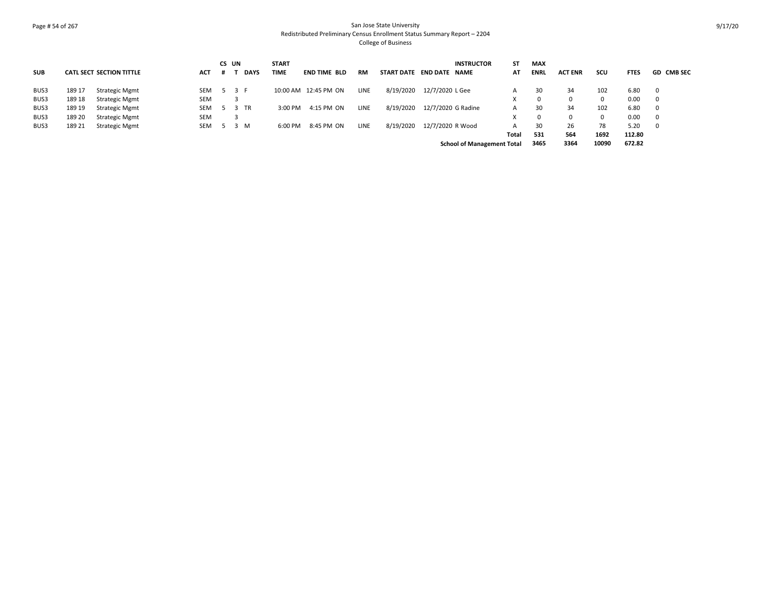San Jose State University
Redistributed Preliminary Census Enrollment Status Summary Report – 2204
College of Business

| SUB | CATL | SECT | SECTION TITTLE | ACT | CS # | UN T | DAYS | START TIME | END TIME | BLD | RM | START DATE | END DATE | INSTRUCTOR NAME | ST AT | MAX ENRL | ACT ENR | SCU | FTES | GD | CMB SEC |
|---|---|---|---|---|---|---|---|---|---|---|---|---|---|---|---|---|---|---|---|---|---|
| BUS3 | 189 | 17 | Strategic Mgmt | SEM | 5 | 3 | F | 10:00 AM | 12:45 PM | ON | LINE | 8/19/2020 | 12/7/2020 | L Gee | A | 30 | 34 | 102 | 6.80 | 0 | |
| BUS3 | 189 | 18 | Strategic Mgmt | SEM | | 3 | | | | | | | | | X | 0 | 0 | 0 | 0.00 | 0 | |
| BUS3 | 189 | 19 | Strategic Mgmt | SEM | 5 | 3 | TR | 3:00 PM | 4:15 PM | ON | LINE | 8/19/2020 | 12/7/2020 | G Radine | A | 30 | 34 | 102 | 6.80 | 0 | |
| BUS3 | 189 | 20 | Strategic Mgmt | SEM | | 3 | | | | | | | | | X | 0 | 0 | 0 | 0.00 | 0 | |
| BUS3 | 189 | 21 | Strategic Mgmt | SEM | 5 | 3 | M | 6:00 PM | 8:45 PM | ON | LINE | 8/19/2020 | 12/7/2020 | R Wood | A | 30 | 26 | 78 | 5.20 | 0 | |
| | | | | | | | | | | | | | | | **Total** | **531** | **564** | **1692** | **112.80** | | |
| | | | | | | | | | | | | | | **School of Management Total** | | **3465** | **3364** | **10090** | **672.82** | | |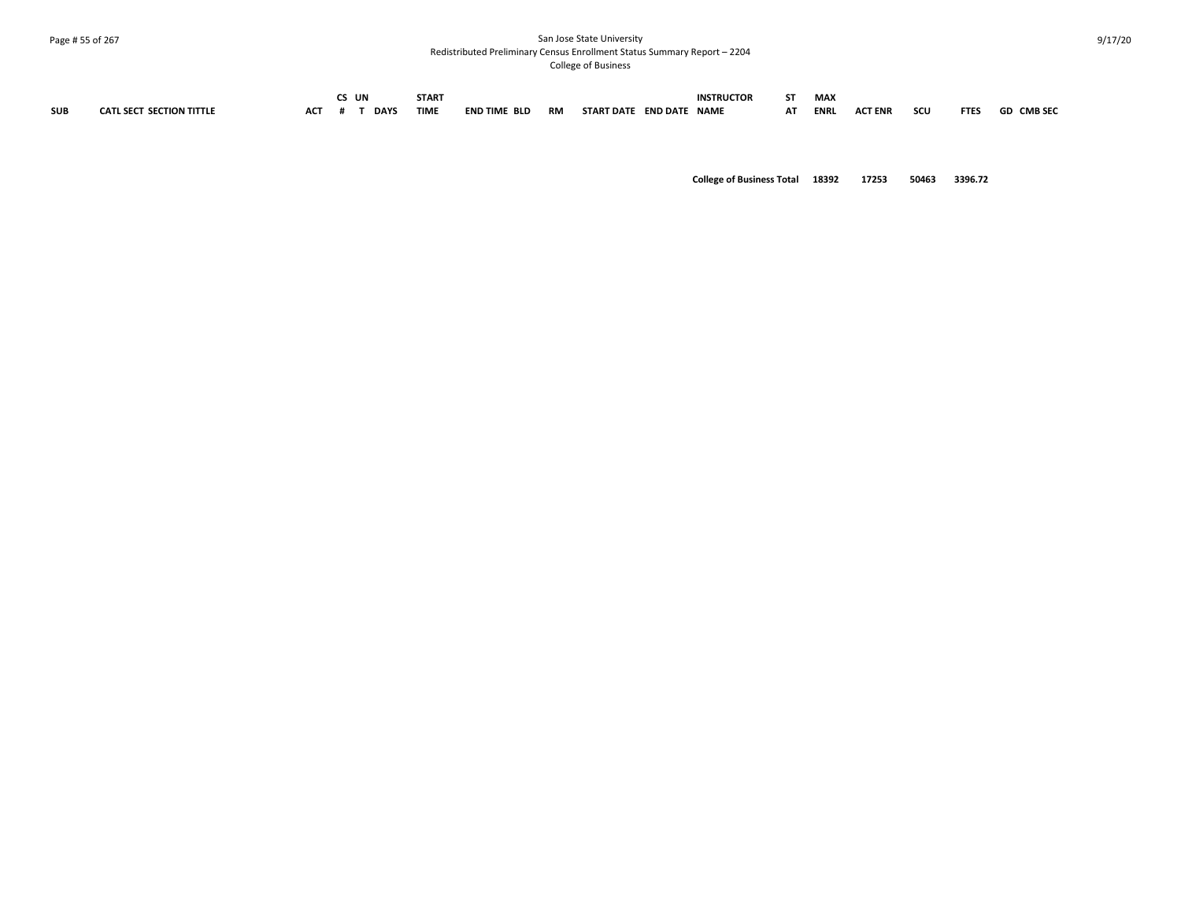| SUB | CATL SECT SECTION TITTLE | ACT | CS # | UN T | DAYS | START TIME | END TIME | BLD | RM | START DATE | END DATE | INSTRUCTOR NAME | ST AT | MAX ENRL | ACT ENR | SCU | FTES | GD | CMB SEC |
|---|---|---|---|---|---|---|---|---|---|---|---|---|---|---|---|---|---|---|---|
| | | | | | | | | | | | | **College of Business Total** | | **18392** | **17253** | **50463** | **3396.72** | | |